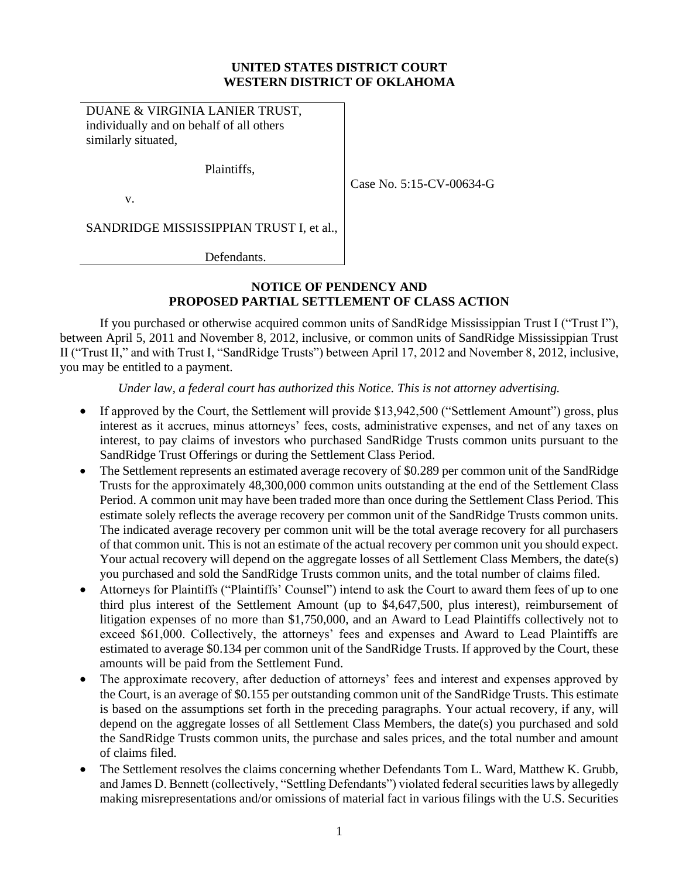**UNITED STATES DISTRICT COURT**
**WESTERN DISTRICT OF OKLAHOMA**

| | |
|---|---|
| DUANE & VIRGINIA LANIER TRUST, individually and on behalf of all others similarly situated,<br><br>Plaintiffs,<br><br>v.<br><br>SANDRIDGE MISSISSIPPIAN TRUST I, et al.,<br><br>Defendants. | Case No. 5:15-CV-00634-G |

## NOTICE OF PENDENCY AND PROPOSED PARTIAL SETTLEMENT OF CLASS ACTION

If you purchased or otherwise acquired common units of SandRidge Mississippian Trust I ("Trust I"), between April 5, 2011 and November 8, 2012, inclusive, or common units of SandRidge Mississippian Trust II ("Trust II," and with Trust I, "SandRidge Trusts") between April 17, 2012 and November 8, 2012, inclusive, you may be entitled to a payment.

*Under law, a federal court has authorized this Notice. This is not attorney advertising.*

- If approved by the Court, the Settlement will provide $13,942,500 ("Settlement Amount") gross, plus interest as it accrues, minus attorneys' fees, costs, administrative expenses, and net of any taxes on interest, to pay claims of investors who purchased SandRidge Trusts common units pursuant to the SandRidge Trust Offerings or during the Settlement Class Period.
- The Settlement represents an estimated average recovery of $0.289 per common unit of the SandRidge Trusts for the approximately 48,300,000 common units outstanding at the end of the Settlement Class Period. A common unit may have been traded more than once during the Settlement Class Period. This estimate solely reflects the average recovery per common unit of the SandRidge Trusts common units. The indicated average recovery per common unit will be the total average recovery for all purchasers of that common unit. This is not an estimate of the actual recovery per common unit you should expect. Your actual recovery will depend on the aggregate losses of all Settlement Class Members, the date(s) you purchased and sold the SandRidge Trusts common units, and the total number of claims filed.
- Attorneys for Plaintiffs ("Plaintiffs' Counsel") intend to ask the Court to award them fees of up to one third plus interest of the Settlement Amount (up to $4,647,500, plus interest), reimbursement of litigation expenses of no more than $1,750,000, and an Award to Lead Plaintiffs collectively not to exceed $61,000. Collectively, the attorneys' fees and expenses and Award to Lead Plaintiffs are estimated to average $0.134 per common unit of the SandRidge Trusts. If approved by the Court, these amounts will be paid from the Settlement Fund.
- The approximate recovery, after deduction of attorneys' fees and interest and expenses approved by the Court, is an average of $0.155 per outstanding common unit of the SandRidge Trusts. This estimate is based on the assumptions set forth in the preceding paragraphs. Your actual recovery, if any, will depend on the aggregate losses of all Settlement Class Members, the date(s) you purchased and sold the SandRidge Trusts common units, the purchase and sales prices, and the total number and amount of claims filed.
- The Settlement resolves the claims concerning whether Defendants Tom L. Ward, Matthew K. Grubb, and James D. Bennett (collectively, "Settling Defendants") violated federal securities laws by allegedly making misrepresentations and/or omissions of material fact in various filings with the U.S. Securities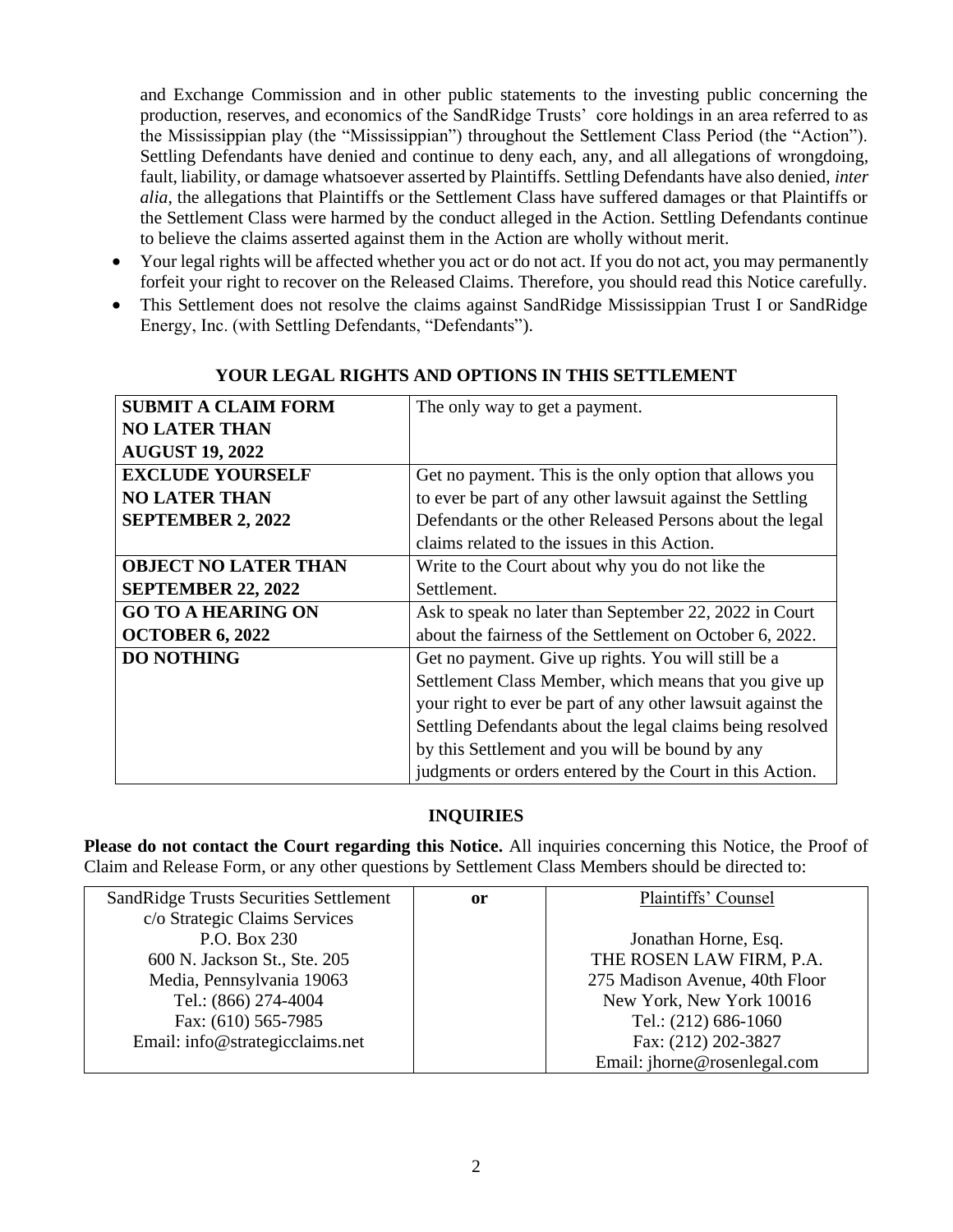and Exchange Commission and in other public statements to the investing public concerning the production, reserves, and economics of the SandRidge Trusts' core holdings in an area referred to as the Mississippian play (the "Mississippian") throughout the Settlement Class Period (the "Action"). Settling Defendants have denied and continue to deny each, any, and all allegations of wrongdoing, fault, liability, or damage whatsoever asserted by Plaintiffs. Settling Defendants have also denied, *inter alia*, the allegations that Plaintiffs or the Settlement Class have suffered damages or that Plaintiffs or the Settlement Class were harmed by the conduct alleged in the Action. Settling Defendants continue to believe the claims asserted against them in the Action are wholly without merit.

- Your legal rights will be affected whether you act or do not act. If you do not act, you may permanently forfeit your right to recover on the Released Claims. Therefore, you should read this Notice carefully.
- This Settlement does not resolve the claims against SandRidge Mississippian Trust I or SandRidge Energy, Inc. (with Settling Defendants, "Defendants").

## YOUR LEGAL RIGHTS AND OPTIONS IN THIS SETTLEMENT

| | |
|---|---|
| **SUBMIT A CLAIM FORM NO LATER THAN AUGUST 19, 2022** | The only way to get a payment. |
| **EXCLUDE YOURSELF NO LATER THAN SEPTEMBER 2, 2022** | Get no payment. This is the only option that allows you to ever be part of any other lawsuit against the Settling Defendants or the other Released Persons about the legal claims related to the issues in this Action. |
| **OBJECT NO LATER THAN SEPTEMBER 22, 2022** | Write to the Court about why you do not like the Settlement. |
| **GO TO A HEARING ON OCTOBER 6, 2022** | Ask to speak no later than September 22, 2022 in Court about the fairness of the Settlement on October 6, 2022. |
| **DO NOTHING** | Get no payment. Give up rights. You will still be a Settlement Class Member, which means that you give up your right to ever be part of any other lawsuit against the Settling Defendants about the legal claims being resolved by this Settlement and you will be bound by any judgments or orders entered by the Court in this Action. |

## INQUIRIES

**Please do not contact the Court regarding this Notice.** All inquiries concerning this Notice, the Proof of Claim and Release Form, or any other questions by Settlement Class Members should be directed to:

| SandRidge Trusts Securities Settlement | or | Plaintiffs' Counsel |
|---|---|---|
| c/o Strategic Claims Services | | |
| P.O. Box 230 | | Jonathan Horne, Esq. |
| 600 N. Jackson St., Ste. 205 | | THE ROSEN LAW FIRM, P.A. |
| Media, Pennsylvania 19063 | | 275 Madison Avenue, 40th Floor |
| Tel.: (866) 274-4004 | | New York, New York 10016 |
| Fax: (610) 565-7985 | | Tel.: (212) 686-1060 |
| Email: info@strategicclaims.net | | Fax: (212) 202-3827 |
| | | Email: jhorne@rosenlegal.com |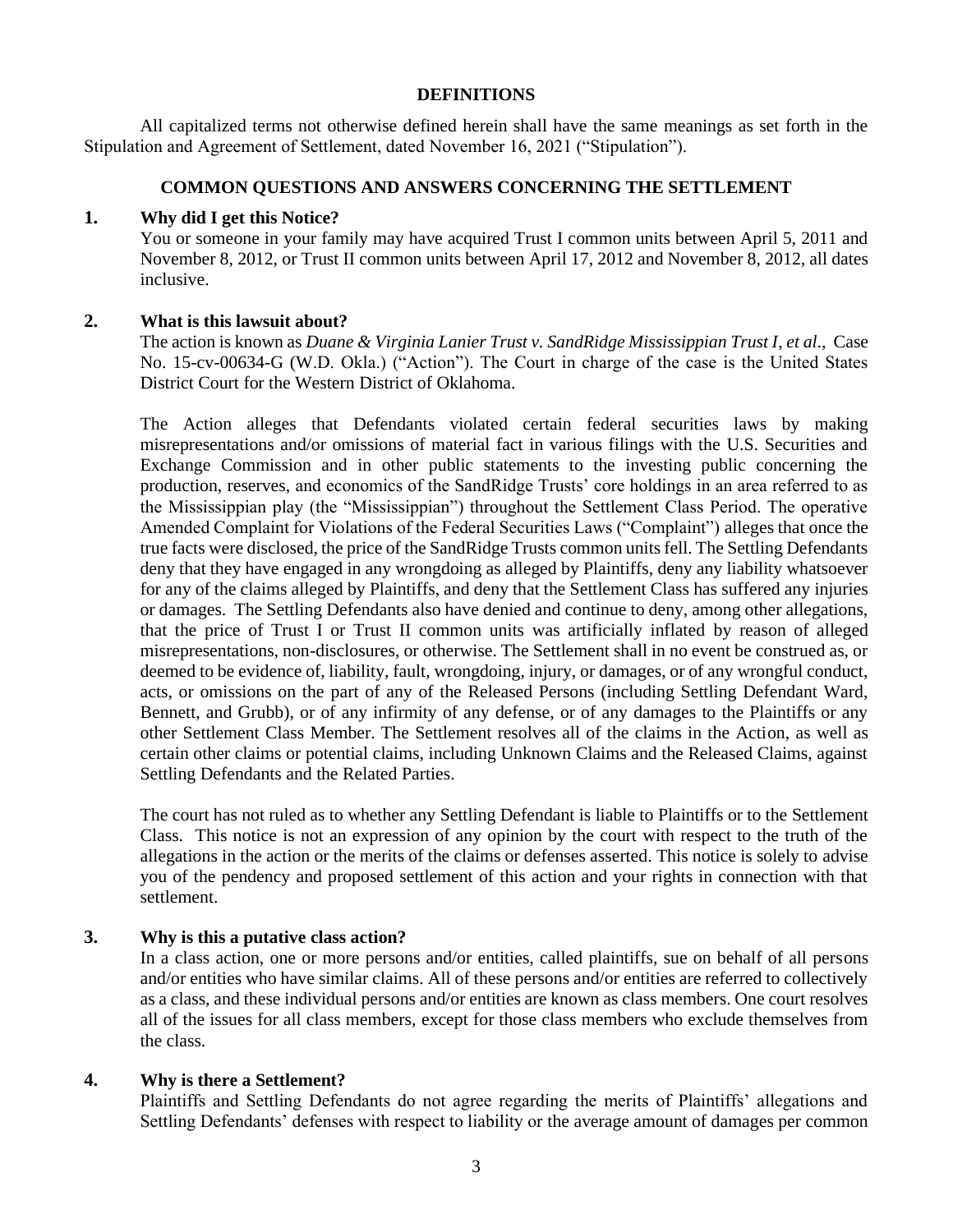## DEFINITIONS

All capitalized terms not otherwise defined herein shall have the same meanings as set forth in the Stipulation and Agreement of Settlement, dated November 16, 2021 ("Stipulation").

## COMMON QUESTIONS AND ANSWERS CONCERNING THE SETTLEMENT

### 1. Why did I get this Notice?

You or someone in your family may have acquired Trust I common units between April 5, 2011 and November 8, 2012, or Trust II common units between April 17, 2012 and November 8, 2012, all dates inclusive.

### 2. What is this lawsuit about?

The action is known as *Duane & Virginia Lanier Trust v. SandRidge Mississippian Trust I*, *et al*., Case No. 15-cv-00634-G (W.D. Okla.) ("Action"). The Court in charge of the case is the United States District Court for the Western District of Oklahoma.

The Action alleges that Defendants violated certain federal securities laws by making misrepresentations and/or omissions of material fact in various filings with the U.S. Securities and Exchange Commission and in other public statements to the investing public concerning the production, reserves, and economics of the SandRidge Trusts' core holdings in an area referred to as the Mississippian play (the "Mississippian") throughout the Settlement Class Period. The operative Amended Complaint for Violations of the Federal Securities Laws ("Complaint") alleges that once the true facts were disclosed, the price of the SandRidge Trusts common units fell. The Settling Defendants deny that they have engaged in any wrongdoing as alleged by Plaintiffs, deny any liability whatsoever for any of the claims alleged by Plaintiffs, and deny that the Settlement Class has suffered any injuries or damages. The Settling Defendants also have denied and continue to deny, among other allegations, that the price of Trust I or Trust II common units was artificially inflated by reason of alleged misrepresentations, non-disclosures, or otherwise. The Settlement shall in no event be construed as, or deemed to be evidence of, liability, fault, wrongdoing, injury, or damages, or of any wrongful conduct, acts, or omissions on the part of any of the Released Persons (including Settling Defendant Ward, Bennett, and Grubb), or of any infirmity of any defense, or of any damages to the Plaintiffs or any other Settlement Class Member. The Settlement resolves all of the claims in the Action, as well as certain other claims or potential claims, including Unknown Claims and the Released Claims, against Settling Defendants and the Related Parties.

The court has not ruled as to whether any Settling Defendant is liable to Plaintiffs or to the Settlement Class. This notice is not an expression of any opinion by the court with respect to the truth of the allegations in the action or the merits of the claims or defenses asserted. This notice is solely to advise you of the pendency and proposed settlement of this action and your rights in connection with that settlement.

### 3. Why is this a putative class action?

In a class action, one or more persons and/or entities, called plaintiffs, sue on behalf of all persons and/or entities who have similar claims. All of these persons and/or entities are referred to collectively as a class, and these individual persons and/or entities are known as class members. One court resolves all of the issues for all class members, except for those class members who exclude themselves from the class.

### 4. Why is there a Settlement?

Plaintiffs and Settling Defendants do not agree regarding the merits of Plaintiffs' allegations and Settling Defendants' defenses with respect to liability or the average amount of damages per common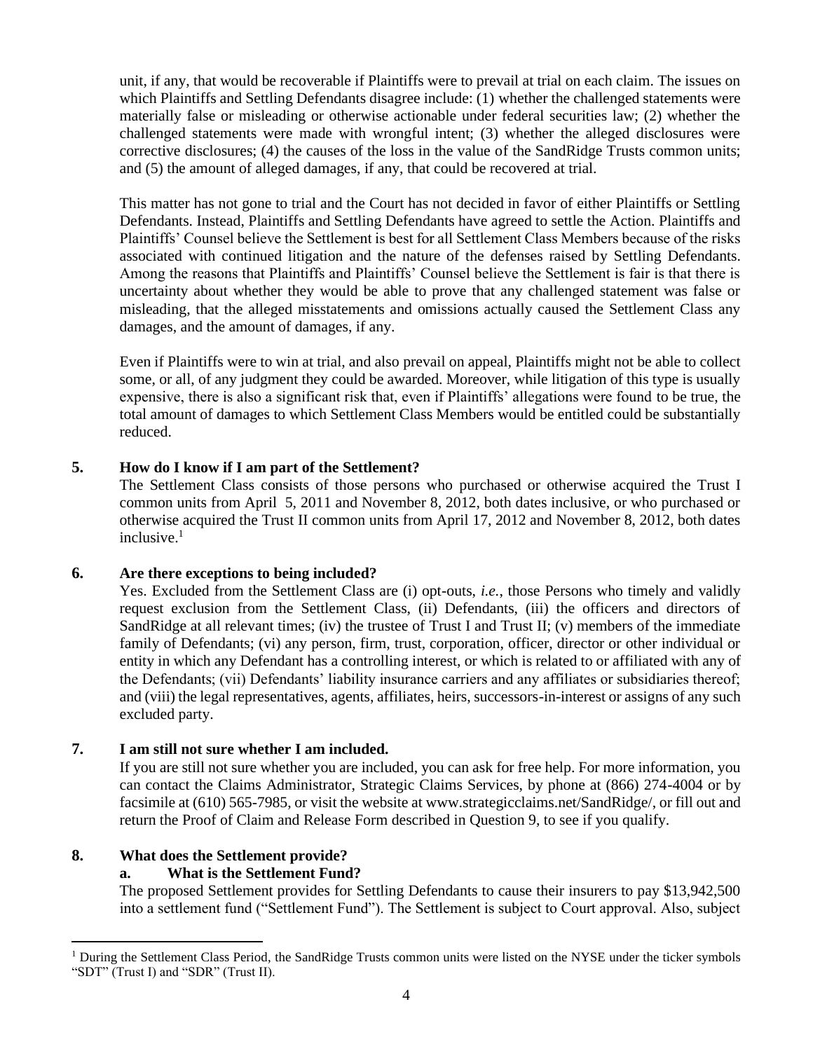unit, if any, that would be recoverable if Plaintiffs were to prevail at trial on each claim. The issues on which Plaintiffs and Settling Defendants disagree include: (1) whether the challenged statements were materially false or misleading or otherwise actionable under federal securities law; (2) whether the challenged statements were made with wrongful intent; (3) whether the alleged disclosures were corrective disclosures; (4) the causes of the loss in the value of the SandRidge Trusts common units; and (5) the amount of alleged damages, if any, that could be recovered at trial.

This matter has not gone to trial and the Court has not decided in favor of either Plaintiffs or Settling Defendants. Instead, Plaintiffs and Settling Defendants have agreed to settle the Action. Plaintiffs and Plaintiffs' Counsel believe the Settlement is best for all Settlement Class Members because of the risks associated with continued litigation and the nature of the defenses raised by Settling Defendants. Among the reasons that Plaintiffs and Plaintiffs' Counsel believe the Settlement is fair is that there is uncertainty about whether they would be able to prove that any challenged statement was false or misleading, that the alleged misstatements and omissions actually caused the Settlement Class any damages, and the amount of damages, if any.

Even if Plaintiffs were to win at trial, and also prevail on appeal, Plaintiffs might not be able to collect some, or all, of any judgment they could be awarded. Moreover, while litigation of this type is usually expensive, there is also a significant risk that, even if Plaintiffs' allegations were found to be true, the total amount of damages to which Settlement Class Members would be entitled could be substantially reduced.

## 5. How do I know if I am part of the Settlement?

The Settlement Class consists of those persons who purchased or otherwise acquired the Trust I common units from April 5, 2011 and November 8, 2012, both dates inclusive, or who purchased or otherwise acquired the Trust II common units from April 17, 2012 and November 8, 2012, both dates inclusive.[1]

## 6. Are there exceptions to being included?

Yes. Excluded from the Settlement Class are (i) opt-outs, *i.e.*, those Persons who timely and validly request exclusion from the Settlement Class, (ii) Defendants, (iii) the officers and directors of SandRidge at all relevant times; (iv) the trustee of Trust I and Trust II; (v) members of the immediate family of Defendants; (vi) any person, firm, trust, corporation, officer, director or other individual or entity in which any Defendant has a controlling interest, or which is related to or affiliated with any of the Defendants; (vii) Defendants' liability insurance carriers and any affiliates or subsidiaries thereof; and (viii) the legal representatives, agents, affiliates, heirs, successors-in-interest or assigns of any such excluded party.

## 7. I am still not sure whether I am included.

If you are still not sure whether you are included, you can ask for free help. For more information, you can contact the Claims Administrator, Strategic Claims Services, by phone at (866) 274-4004 or by facsimile at (610) 565-7985, or visit the website at www.strategicclaims.net/SandRidge/, or fill out and return the Proof of Claim and Release Form described in Question 9, to see if you qualify.

## 8. What does the Settlement provide?

### a. What is the Settlement Fund?

The proposed Settlement provides for Settling Defendants to cause their insurers to pay $13,942,500 into a settlement fund ("Settlement Fund"). The Settlement is subject to Court approval. Also, subject

[1] During the Settlement Class Period, the SandRidge Trusts common units were listed on the NYSE under the ticker symbols "SDT" (Trust I) and "SDR" (Trust II).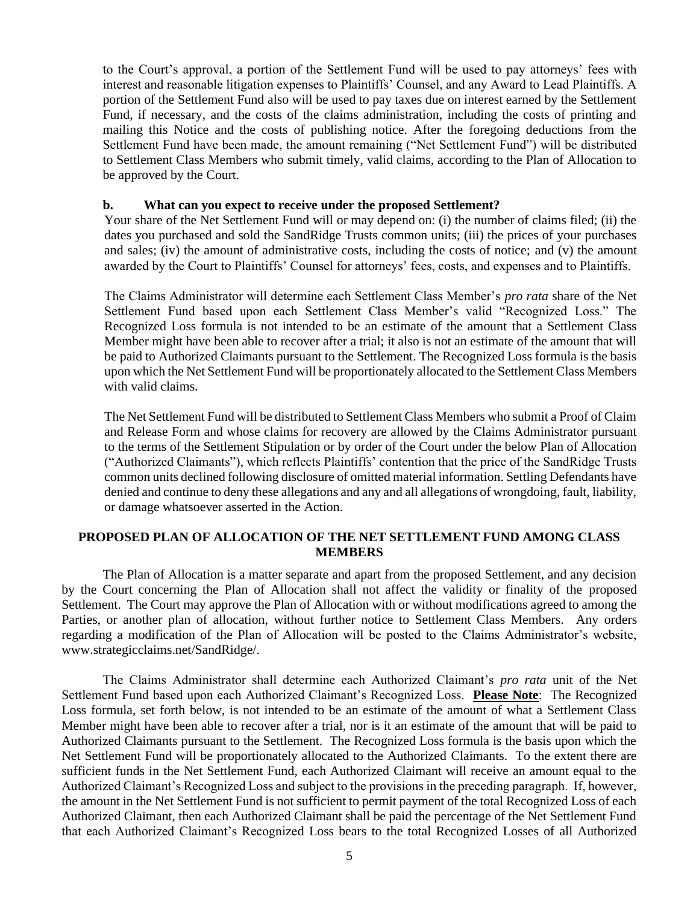to the Court's approval, a portion of the Settlement Fund will be used to pay attorneys' fees with interest and reasonable litigation expenses to Plaintiffs' Counsel, and any Award to Lead Plaintiffs. A portion of the Settlement Fund also will be used to pay taxes due on interest earned by the Settlement Fund, if necessary, and the costs of the claims administration, including the costs of printing and mailing this Notice and the costs of publishing notice. After the foregoing deductions from the Settlement Fund have been made, the amount remaining ("Net Settlement Fund") will be distributed to Settlement Class Members who submit timely, valid claims, according to the Plan of Allocation to be approved by the Court.

**b. What can you expect to receive under the proposed Settlement?**

Your share of the Net Settlement Fund will or may depend on: (i) the number of claims filed; (ii) the dates you purchased and sold the SandRidge Trusts common units; (iii) the prices of your purchases and sales; (iv) the amount of administrative costs, including the costs of notice; and (v) the amount awarded by the Court to Plaintiffs' Counsel for attorneys' fees, costs, and expenses and to Plaintiffs.

The Claims Administrator will determine each Settlement Class Member's *pro rata* share of the Net Settlement Fund based upon each Settlement Class Member's valid "Recognized Loss." The Recognized Loss formula is not intended to be an estimate of the amount that a Settlement Class Member might have been able to recover after a trial; it also is not an estimate of the amount that will be paid to Authorized Claimants pursuant to the Settlement. The Recognized Loss formula is the basis upon which the Net Settlement Fund will be proportionately allocated to the Settlement Class Members with valid claims.

The Net Settlement Fund will be distributed to Settlement Class Members who submit a Proof of Claim and Release Form and whose claims for recovery are allowed by the Claims Administrator pursuant to the terms of the Settlement Stipulation or by order of the Court under the below Plan of Allocation ("Authorized Claimants"), which reflects Plaintiffs' contention that the price of the SandRidge Trusts common units declined following disclosure of omitted material information. Settling Defendants have denied and continue to deny these allegations and any and all allegations of wrongdoing, fault, liability, or damage whatsoever asserted in the Action.

## PROPOSED PLAN OF ALLOCATION OF THE NET SETTLEMENT FUND AMONG CLASS MEMBERS

The Plan of Allocation is a matter separate and apart from the proposed Settlement, and any decision by the Court concerning the Plan of Allocation shall not affect the validity or finality of the proposed Settlement. The Court may approve the Plan of Allocation with or without modifications agreed to among the Parties, or another plan of allocation, without further notice to Settlement Class Members. Any orders regarding a modification of the Plan of Allocation will be posted to the Claims Administrator's website, www.strategicclaims.net/SandRidge/.

The Claims Administrator shall determine each Authorized Claimant's *pro rata* unit of the Net Settlement Fund based upon each Authorized Claimant's Recognized Loss. **Please Note**: The Recognized Loss formula, set forth below, is not intended to be an estimate of the amount of what a Settlement Class Member might have been able to recover after a trial, nor is it an estimate of the amount that will be paid to Authorized Claimants pursuant to the Settlement. The Recognized Loss formula is the basis upon which the Net Settlement Fund will be proportionately allocated to the Authorized Claimants. To the extent there are sufficient funds in the Net Settlement Fund, each Authorized Claimant will receive an amount equal to the Authorized Claimant's Recognized Loss and subject to the provisions in the preceding paragraph. If, however, the amount in the Net Settlement Fund is not sufficient to permit payment of the total Recognized Loss of each Authorized Claimant, then each Authorized Claimant shall be paid the percentage of the Net Settlement Fund that each Authorized Claimant's Recognized Loss bears to the total Recognized Losses of all Authorized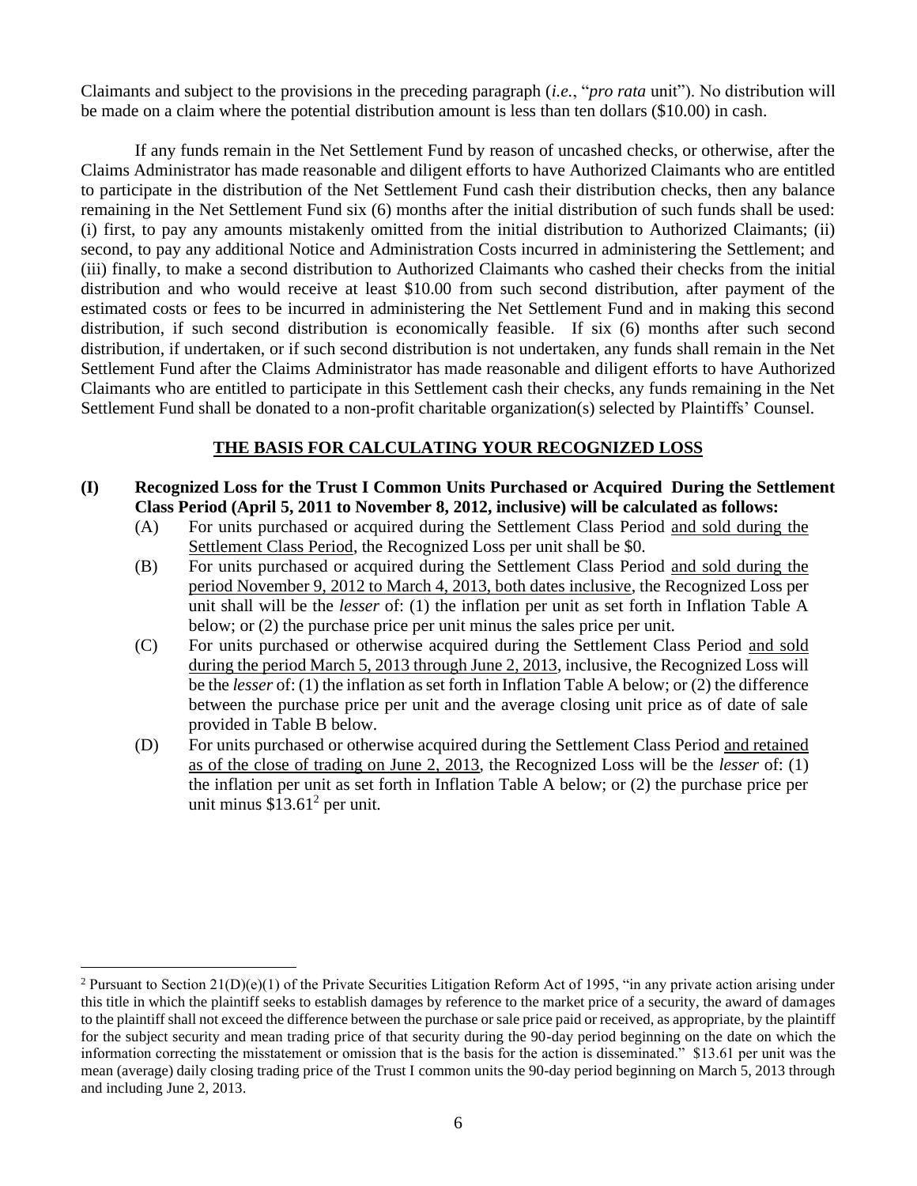Claimants and subject to the provisions in the preceding paragraph (*i.e.*, "*pro rata* unit"). No distribution will be made on a claim where the potential distribution amount is less than ten dollars ($10.00) in cash.

If any funds remain in the Net Settlement Fund by reason of uncashed checks, or otherwise, after the Claims Administrator has made reasonable and diligent efforts to have Authorized Claimants who are entitled to participate in the distribution of the Net Settlement Fund cash their distribution checks, then any balance remaining in the Net Settlement Fund six (6) months after the initial distribution of such funds shall be used: (i) first, to pay any amounts mistakenly omitted from the initial distribution to Authorized Claimants; (ii) second, to pay any additional Notice and Administration Costs incurred in administering the Settlement; and (iii) finally, to make a second distribution to Authorized Claimants who cashed their checks from the initial distribution and who would receive at least $10.00 from such second distribution, after payment of the estimated costs or fees to be incurred in administering the Net Settlement Fund and in making this second distribution, if such second distribution is economically feasible. If six (6) months after such second distribution, if undertaken, or if such second distribution is not undertaken, any funds shall remain in the Net Settlement Fund after the Claims Administrator has made reasonable and diligent efforts to have Authorized Claimants who are entitled to participate in this Settlement cash their checks, any funds remaining in the Net Settlement Fund shall be donated to a non-profit charitable organization(s) selected by Plaintiffs' Counsel.

## THE BASIS FOR CALCULATING YOUR RECOGNIZED LOSS

**(I) Recognized Loss for the Trust I Common Units Purchased or Acquired During the Settlement Class Period (April 5, 2011 to November 8, 2012, inclusive) will be calculated as follows:**

(A) For units purchased or acquired during the Settlement Class Period and sold during the Settlement Class Period, the Recognized Loss per unit shall be $0.

(B) For units purchased or acquired during the Settlement Class Period and sold during the period November 9, 2012 to March 4, 2013, both dates inclusive, the Recognized Loss per unit shall will be the *lesser* of: (1) the inflation per unit as set forth in Inflation Table A below; or (2) the purchase price per unit minus the sales price per unit.

(C) For units purchased or otherwise acquired during the Settlement Class Period and sold during the period March 5, 2013 through June 2, 2013, inclusive, the Recognized Loss will be the *lesser* of: (1) the inflation as set forth in Inflation Table A below; or (2) the difference between the purchase price per unit and the average closing unit price as of date of sale provided in Table B below.

(D) For units purchased or otherwise acquired during the Settlement Class Period and retained as of the close of trading on June 2, 2013, the Recognized Loss will be the *lesser* of: (1) the inflation per unit as set forth in Inflation Table A below; or (2) the purchase price per unit minus $13.61[2] per unit.

[2] Pursuant to Section 21(D)(e)(1) of the Private Securities Litigation Reform Act of 1995, "in any private action arising under this title in which the plaintiff seeks to establish damages by reference to the market price of a security, the award of damages to the plaintiff shall not exceed the difference between the purchase or sale price paid or received, as appropriate, by the plaintiff for the subject security and mean trading price of that security during the 90-day period beginning on the date on which the information correcting the misstatement or omission that is the basis for the action is disseminated." $13.61 per unit was the mean (average) daily closing trading price of the Trust I common units the 90-day period beginning on March 5, 2013 through and including June 2, 2013.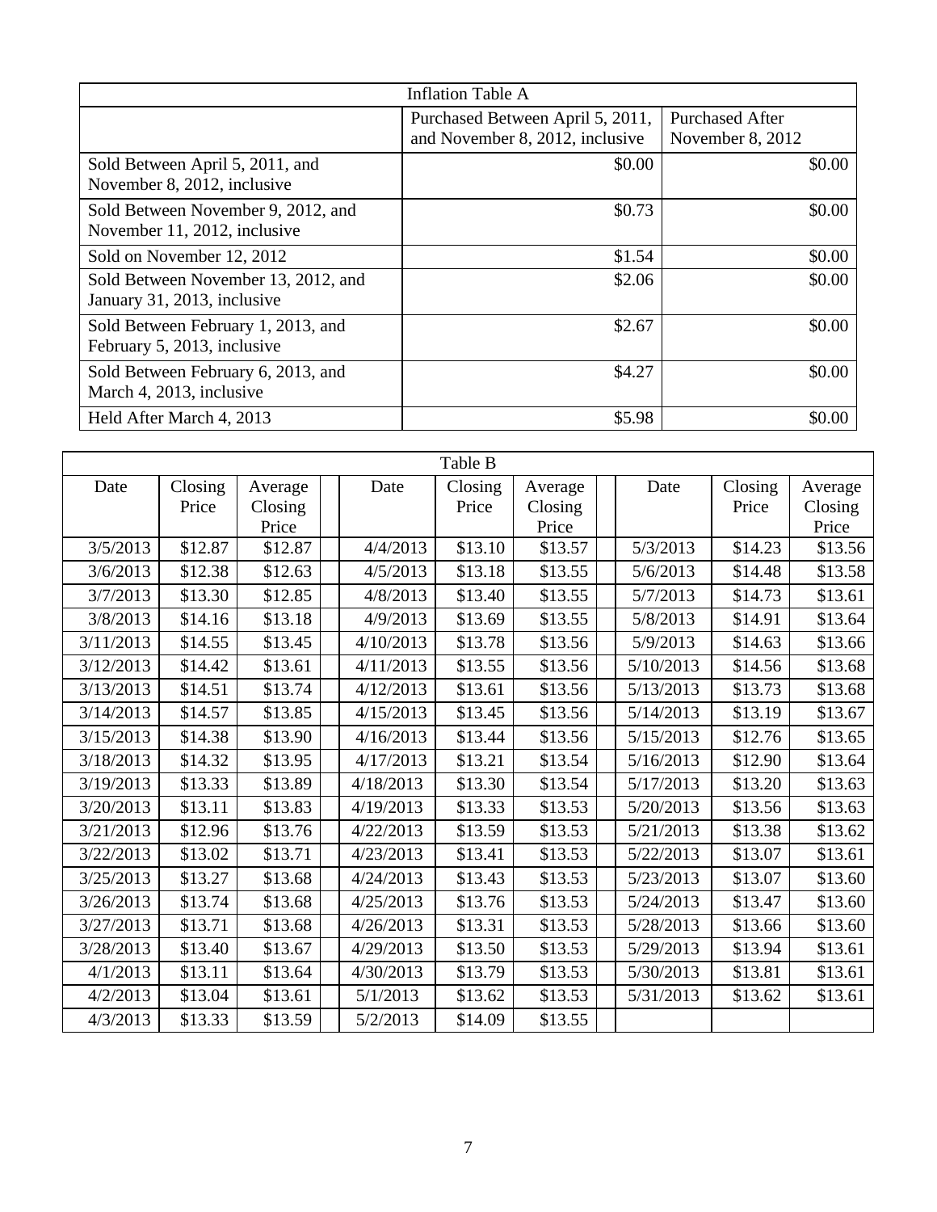| Inflation Table A | | |
|---|---|---|
| | Purchased Between April 5, 2011, and November 8, 2012, inclusive | Purchased After November 8, 2012 |
| Sold Between April 5, 2011, and November 8, 2012, inclusive | $0.00 | $0.00 |
| Sold Between November 9, 2012, and November 11, 2012, inclusive | $0.73 | $0.00 |
| Sold on November 12, 2012 | $1.54 | $0.00 |
| Sold Between November 13, 2012, and January 31, 2013, inclusive | $2.06 | $0.00 |
| Sold Between February 1, 2013, and February 5, 2013, inclusive | $2.67 | $0.00 |
| Sold Between February 6, 2013, and March 4, 2013, inclusive | $4.27 | $0.00 |
| Held After March 4, 2013 | $5.98 | $0.00 |

| Table B | | | | | | | | | | |
|---|---|---|---|---|---|---|---|---|---|---|
| Date | Closing Price | Average Closing Price | | Date | Closing Price | Average Closing Price | | Date | Closing Price | Average Closing Price |
| 3/5/2013 | $12.87 | $12.87 | | 4/4/2013 | $13.10 | $13.57 | | 5/3/2013 | $14.23 | $13.56 |
| 3/6/2013 | $12.38 | $12.63 | | 4/5/2013 | $13.18 | $13.55 | | 5/6/2013 | $14.48 | $13.58 |
| 3/7/2013 | $13.30 | $12.85 | | 4/8/2013 | $13.40 | $13.55 | | 5/7/2013 | $14.73 | $13.61 |
| 3/8/2013 | $14.16 | $13.18 | | 4/9/2013 | $13.69 | $13.55 | | 5/8/2013 | $14.91 | $13.64 |
| 3/11/2013 | $14.55 | $13.45 | | 4/10/2013 | $13.78 | $13.56 | | 5/9/2013 | $14.63 | $13.66 |
| 3/12/2013 | $14.42 | $13.61 | | 4/11/2013 | $13.55 | $13.56 | | 5/10/2013 | $14.56 | $13.68 |
| 3/13/2013 | $14.51 | $13.74 | | 4/12/2013 | $13.61 | $13.56 | | 5/13/2013 | $13.73 | $13.68 |
| 3/14/2013 | $14.57 | $13.85 | | 4/15/2013 | $13.45 | $13.56 | | 5/14/2013 | $13.19 | $13.67 |
| 3/15/2013 | $14.38 | $13.90 | | 4/16/2013 | $13.44 | $13.56 | | 5/15/2013 | $12.76 | $13.65 |
| 3/18/2013 | $14.32 | $13.95 | | 4/17/2013 | $13.21 | $13.54 | | 5/16/2013 | $12.90 | $13.64 |
| 3/19/2013 | $13.33 | $13.89 | | 4/18/2013 | $13.30 | $13.54 | | 5/17/2013 | $13.20 | $13.63 |
| 3/20/2013 | $13.11 | $13.83 | | 4/19/2013 | $13.33 | $13.53 | | 5/20/2013 | $13.56 | $13.63 |
| 3/21/2013 | $12.96 | $13.76 | | 4/22/2013 | $13.59 | $13.53 | | 5/21/2013 | $13.38 | $13.62 |
| 3/22/2013 | $13.02 | $13.71 | | 4/23/2013 | $13.41 | $13.53 | | 5/22/2013 | $13.07 | $13.61 |
| 3/25/2013 | $13.27 | $13.68 | | 4/24/2013 | $13.43 | $13.53 | | 5/23/2013 | $13.07 | $13.60 |
| 3/26/2013 | $13.74 | $13.68 | | 4/25/2013 | $13.76 | $13.53 | | 5/24/2013 | $13.47 | $13.60 |
| 3/27/2013 | $13.71 | $13.68 | | 4/26/2013 | $13.31 | $13.53 | | 5/28/2013 | $13.66 | $13.60 |
| 3/28/2013 | $13.40 | $13.67 | | 4/29/2013 | $13.50 | $13.53 | | 5/29/2013 | $13.94 | $13.61 |
| 4/1/2013 | $13.11 | $13.64 | | 4/30/2013 | $13.79 | $13.53 | | 5/30/2013 | $13.81 | $13.61 |
| 4/2/2013 | $13.04 | $13.61 | | 5/1/2013 | $13.62 | $13.53 | | 5/31/2013 | $13.62 | $13.61 |
| 4/3/2013 | $13.33 | $13.59 | | 5/2/2013 | $14.09 | $13.55 | | | | |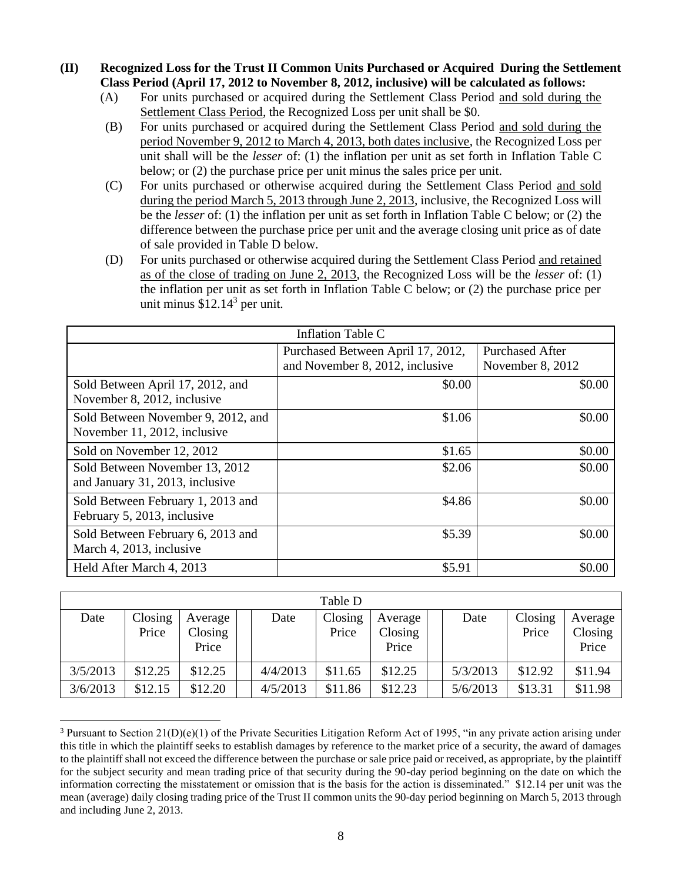**(II) Recognized Loss for the Trust II Common Units Purchased or Acquired During the Settlement Class Period (April 17, 2012 to November 8, 2012, inclusive) will be calculated as follows:**

(A) For units purchased or acquired during the Settlement Class Period and sold during the Settlement Class Period, the Recognized Loss per unit shall be $0.

(B) For units purchased or acquired during the Settlement Class Period and sold during the period November 9, 2012 to March 4, 2013, both dates inclusive, the Recognized Loss per unit shall will be the *lesser* of: (1) the inflation per unit as set forth in Inflation Table C below; or (2) the purchase price per unit minus the sales price per unit.

(C) For units purchased or otherwise acquired during the Settlement Class Period and sold during the period March 5, 2013 through June 2, 2013, inclusive, the Recognized Loss will be the *lesser* of: (1) the inflation per unit as set forth in Inflation Table C below; or (2) the difference between the purchase price per unit and the average closing unit price as of date of sale provided in Table D below.

(D) For units purchased or otherwise acquired during the Settlement Class Period and retained as of the close of trading on June 2, 2013, the Recognized Loss will be the *lesser* of: (1) the inflation per unit as set forth in Inflation Table C below; or (2) the purchase price per unit minus $12.14[3] per unit.

| Inflation Table C | | |
|---|---|---|
| | Purchased Between April 17, 2012, and November 8, 2012, inclusive | Purchased After November 8, 2012 |
| Sold Between April 17, 2012, and November 8, 2012, inclusive | $0.00 | $0.00 |
| Sold Between November 9, 2012, and November 11, 2012, inclusive | $1.06 | $0.00 |
| Sold on November 12, 2012 | $1.65 | $0.00 |
| Sold Between November 13, 2012 and January 31, 2013, inclusive | $2.06 | $0.00 |
| Sold Between February 1, 2013 and February 5, 2013, inclusive | $4.86 | $0.00 |
| Sold Between February 6, 2013 and March 4, 2013, inclusive | $5.39 | $0.00 |
| Held After March 4, 2013 | $5.91 | $0.00 |

| Table D | | | | | | | | | | |
|---|---|---|---|---|---|---|---|---|---|---|
| Date | Closing Price | Average Closing Price | | Date | Closing Price | Average Closing Price | | Date | Closing Price | Average Closing Price |
| 3/5/2013 | $12.25 | $12.25 | | 4/4/2013 | $11.65 | $12.25 | | 5/3/2013 | $12.92 | $11.94 |
| 3/6/2013 | $12.15 | $12.20 | | 4/5/2013 | $11.86 | $12.23 | | 5/6/2013 | $13.31 | $11.98 |

[3] Pursuant to Section 21(D)(e)(1) of the Private Securities Litigation Reform Act of 1995, "in any private action arising under this title in which the plaintiff seeks to establish damages by reference to the market price of a security, the award of damages to the plaintiff shall not exceed the difference between the purchase or sale price paid or received, as appropriate, by the plaintiff for the subject security and mean trading price of that security during the 90-day period beginning on the date on which the information correcting the misstatement or omission that is the basis for the action is disseminated." $12.14 per unit was the mean (average) daily closing trading price of the Trust II common units the 90-day period beginning on March 5, 2013 through and including June 2, 2013.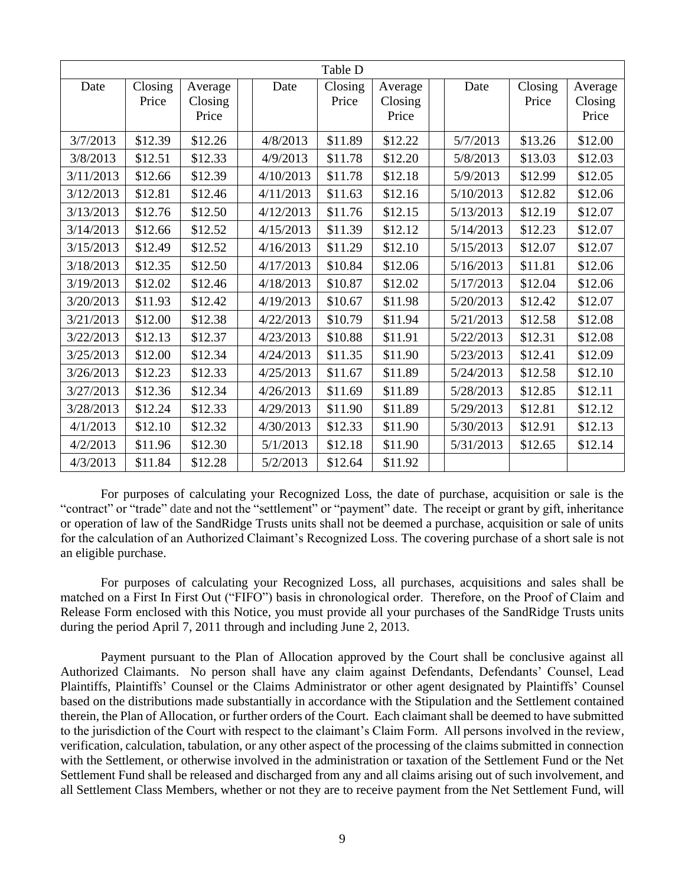| Table D | | | | | | | | | | |
|---|---|---|---|---|---|---|---|---|---|---|
| Date | Closing Price | Average Closing Price | | Date | Closing Price | Average Closing Price | | Date | Closing Price | Average Closing Price |
| 3/7/2013 | $12.39 | $12.26 | | 4/8/2013 | $11.89 | $12.22 | | 5/7/2013 | $13.26 | $12.00 |
| 3/8/2013 | $12.51 | $12.33 | | 4/9/2013 | $11.78 | $12.20 | | 5/8/2013 | $13.03 | $12.03 |
| 3/11/2013 | $12.66 | $12.39 | | 4/10/2013 | $11.78 | $12.18 | | 5/9/2013 | $12.99 | $12.05 |
| 3/12/2013 | $12.81 | $12.46 | | 4/11/2013 | $11.63 | $12.16 | | 5/10/2013 | $12.82 | $12.06 |
| 3/13/2013 | $12.76 | $12.50 | | 4/12/2013 | $11.76 | $12.15 | | 5/13/2013 | $12.19 | $12.07 |
| 3/14/2013 | $12.66 | $12.52 | | 4/15/2013 | $11.39 | $12.12 | | 5/14/2013 | $12.23 | $12.07 |
| 3/15/2013 | $12.49 | $12.52 | | 4/16/2013 | $11.29 | $12.10 | | 5/15/2013 | $12.07 | $12.07 |
| 3/18/2013 | $12.35 | $12.50 | | 4/17/2013 | $10.84 | $12.06 | | 5/16/2013 | $11.81 | $12.06 |
| 3/19/2013 | $12.02 | $12.46 | | 4/18/2013 | $10.87 | $12.02 | | 5/17/2013 | $12.04 | $12.06 |
| 3/20/2013 | $11.93 | $12.42 | | 4/19/2013 | $10.67 | $11.98 | | 5/20/2013 | $12.42 | $12.07 |
| 3/21/2013 | $12.00 | $12.38 | | 4/22/2013 | $10.79 | $11.94 | | 5/21/2013 | $12.58 | $12.08 |
| 3/22/2013 | $12.13 | $12.37 | | 4/23/2013 | $10.88 | $11.91 | | 5/22/2013 | $12.31 | $12.08 |
| 3/25/2013 | $12.00 | $12.34 | | 4/24/2013 | $11.35 | $11.90 | | 5/23/2013 | $12.41 | $12.09 |
| 3/26/2013 | $12.23 | $12.33 | | 4/25/2013 | $11.67 | $11.89 | | 5/24/2013 | $12.58 | $12.10 |
| 3/27/2013 | $12.36 | $12.34 | | 4/26/2013 | $11.69 | $11.89 | | 5/28/2013 | $12.85 | $12.11 |
| 3/28/2013 | $12.24 | $12.33 | | 4/29/2013 | $11.90 | $11.89 | | 5/29/2013 | $12.81 | $12.12 |
| 4/1/2013 | $12.10 | $12.32 | | 4/30/2013 | $12.33 | $11.90 | | 5/30/2013 | $12.91 | $12.13 |
| 4/2/2013 | $11.96 | $12.30 | | 5/1/2013 | $12.18 | $11.90 | | 5/31/2013 | $12.65 | $12.14 |
| 4/3/2013 | $11.84 | $12.28 | | 5/2/2013 | $12.64 | $11.92 | | | | |

For purposes of calculating your Recognized Loss, the date of purchase, acquisition or sale is the "contract" or "trade" date and not the "settlement" or "payment" date. The receipt or grant by gift, inheritance or operation of law of the SandRidge Trusts units shall not be deemed a purchase, acquisition or sale of units for the calculation of an Authorized Claimant's Recognized Loss. The covering purchase of a short sale is not an eligible purchase.

For purposes of calculating your Recognized Loss, all purchases, acquisitions and sales shall be matched on a First In First Out ("FIFO") basis in chronological order. Therefore, on the Proof of Claim and Release Form enclosed with this Notice, you must provide all your purchases of the SandRidge Trusts units during the period April 7, 2011 through and including June 2, 2013.

Payment pursuant to the Plan of Allocation approved by the Court shall be conclusive against all Authorized Claimants. No person shall have any claim against Defendants, Defendants' Counsel, Lead Plaintiffs, Plaintiffs' Counsel or the Claims Administrator or other agent designated by Plaintiffs' Counsel based on the distributions made substantially in accordance with the Stipulation and the Settlement contained therein, the Plan of Allocation, or further orders of the Court. Each claimant shall be deemed to have submitted to the jurisdiction of the Court with respect to the claimant's Claim Form. All persons involved in the review, verification, calculation, tabulation, or any other aspect of the processing of the claims submitted in connection with the Settlement, or otherwise involved in the administration or taxation of the Settlement Fund or the Net Settlement Fund shall be released and discharged from any and all claims arising out of such involvement, and all Settlement Class Members, whether or not they are to receive payment from the Net Settlement Fund, will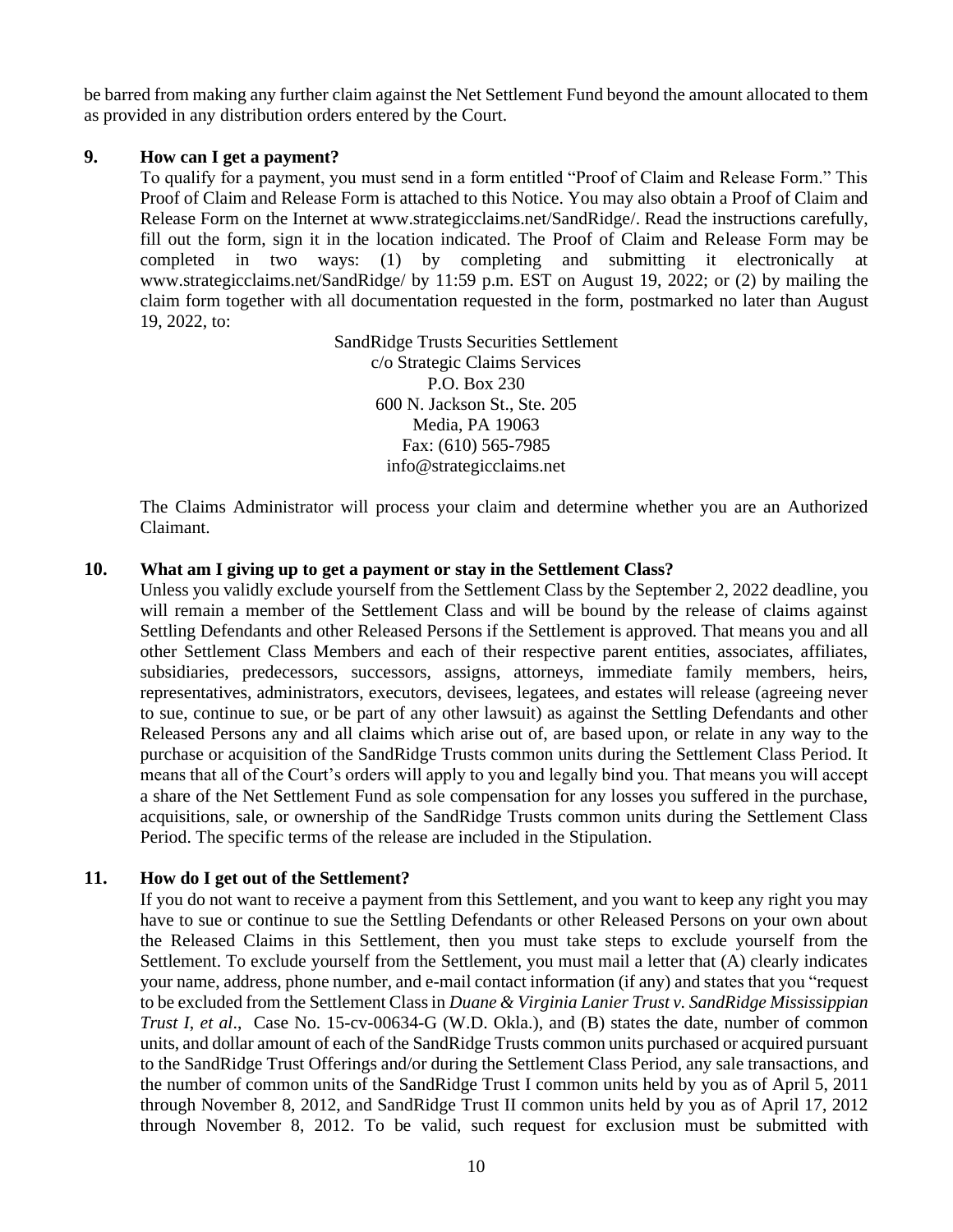be barred from making any further claim against the Net Settlement Fund beyond the amount allocated to them as provided in any distribution orders entered by the Court.

### 9. How can I get a payment?

To qualify for a payment, you must send in a form entitled "Proof of Claim and Release Form." This Proof of Claim and Release Form is attached to this Notice. You may also obtain a Proof of Claim and Release Form on the Internet at www.strategicclaims.net/SandRidge/. Read the instructions carefully, fill out the form, sign it in the location indicated. The Proof of Claim and Release Form may be completed in two ways: (1) by completing and submitting it electronically at www.strategicclaims.net/SandRidge/ by 11:59 p.m. EST on August 19, 2022; or (2) by mailing the claim form together with all documentation requested in the form, postmarked no later than August 19, 2022, to:

SandRidge Trusts Securities Settlement
c/o Strategic Claims Services
P.O. Box 230
600 N. Jackson St., Ste. 205
Media, PA 19063
Fax: (610) 565-7985
info@strategicclaims.net

The Claims Administrator will process your claim and determine whether you are an Authorized Claimant.

### 10. What am I giving up to get a payment or stay in the Settlement Class?

Unless you validly exclude yourself from the Settlement Class by the September 2, 2022 deadline, you will remain a member of the Settlement Class and will be bound by the release of claims against Settling Defendants and other Released Persons if the Settlement is approved. That means you and all other Settlement Class Members and each of their respective parent entities, associates, affiliates, subsidiaries, predecessors, successors, assigns, attorneys, immediate family members, heirs, representatives, administrators, executors, devisees, legatees, and estates will release (agreeing never to sue, continue to sue, or be part of any other lawsuit) as against the Settling Defendants and other Released Persons any and all claims which arise out of, are based upon, or relate in any way to the purchase or acquisition of the SandRidge Trusts common units during the Settlement Class Period. It means that all of the Court's orders will apply to you and legally bind you. That means you will accept a share of the Net Settlement Fund as sole compensation for any losses you suffered in the purchase, acquisitions, sale, or ownership of the SandRidge Trusts common units during the Settlement Class Period. The specific terms of the release are included in the Stipulation.

### 11. How do I get out of the Settlement?

If you do not want to receive a payment from this Settlement, and you want to keep any right you may have to sue or continue to sue the Settling Defendants or other Released Persons on your own about the Released Claims in this Settlement, then you must take steps to exclude yourself from the Settlement. To exclude yourself from the Settlement, you must mail a letter that (A) clearly indicates your name, address, phone number, and e-mail contact information (if any) and states that you "request to be excluded from the Settlement Class in *Duane & Virginia Lanier Trust v. SandRidge Mississippian Trust I*, *et al*., Case No. 15-cv-00634-G (W.D. Okla.), and (B) states the date, number of common units, and dollar amount of each of the SandRidge Trusts common units purchased or acquired pursuant to the SandRidge Trust Offerings and/or during the Settlement Class Period, any sale transactions, and the number of common units of the SandRidge Trust I common units held by you as of April 5, 2011 through November 8, 2012, and SandRidge Trust II common units held by you as of April 17, 2012 through November 8, 2012. To be valid, such request for exclusion must be submitted with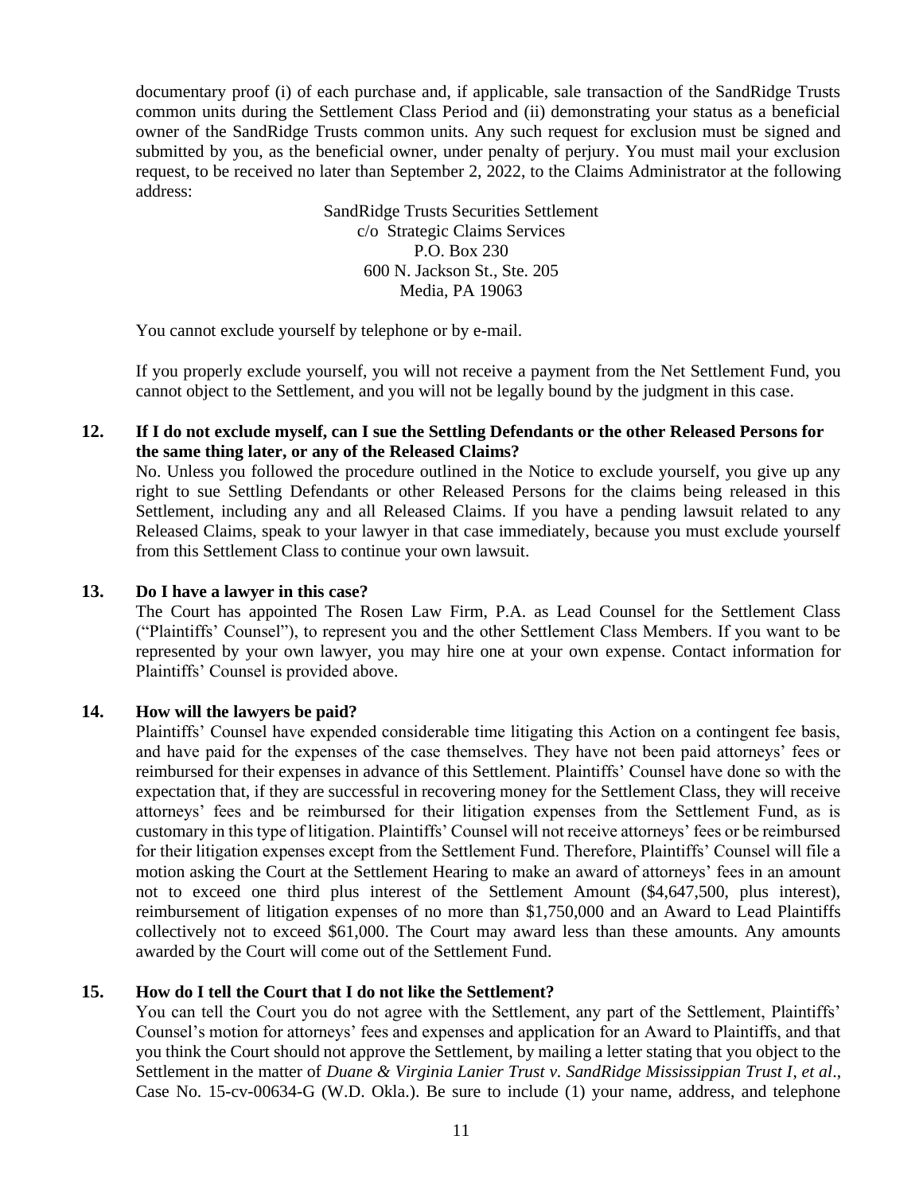documentary proof (i) of each purchase and, if applicable, sale transaction of the SandRidge Trusts common units during the Settlement Class Period and (ii) demonstrating your status as a beneficial owner of the SandRidge Trusts common units. Any such request for exclusion must be signed and submitted by you, as the beneficial owner, under penalty of perjury. You must mail your exclusion request, to be received no later than September 2, 2022, to the Claims Administrator at the following address:

SandRidge Trusts Securities Settlement
c/o Strategic Claims Services
P.O. Box 230
600 N. Jackson St., Ste. 205
Media, PA 19063

You cannot exclude yourself by telephone or by e-mail.

If you properly exclude yourself, you will not receive a payment from the Net Settlement Fund, you cannot object to the Settlement, and you will not be legally bound by the judgment in this case.

### 12. If I do not exclude myself, can I sue the Settling Defendants or the other Released Persons for the same thing later, or any of the Released Claims?

No. Unless you followed the procedure outlined in the Notice to exclude yourself, you give up any right to sue Settling Defendants or other Released Persons for the claims being released in this Settlement, including any and all Released Claims. If you have a pending lawsuit related to any Released Claims, speak to your lawyer in that case immediately, because you must exclude yourself from this Settlement Class to continue your own lawsuit.

### 13. Do I have a lawyer in this case?

The Court has appointed The Rosen Law Firm, P.A. as Lead Counsel for the Settlement Class ("Plaintiffs' Counsel"), to represent you and the other Settlement Class Members. If you want to be represented by your own lawyer, you may hire one at your own expense. Contact information for Plaintiffs' Counsel is provided above.

### 14. How will the lawyers be paid?

Plaintiffs' Counsel have expended considerable time litigating this Action on a contingent fee basis, and have paid for the expenses of the case themselves. They have not been paid attorneys' fees or reimbursed for their expenses in advance of this Settlement. Plaintiffs' Counsel have done so with the expectation that, if they are successful in recovering money for the Settlement Class, they will receive attorneys' fees and be reimbursed for their litigation expenses from the Settlement Fund, as is customary in this type of litigation. Plaintiffs' Counsel will not receive attorneys' fees or be reimbursed for their litigation expenses except from the Settlement Fund. Therefore, Plaintiffs' Counsel will file a motion asking the Court at the Settlement Hearing to make an award of attorneys' fees in an amount not to exceed one third plus interest of the Settlement Amount ($4,647,500, plus interest), reimbursement of litigation expenses of no more than $1,750,000 and an Award to Lead Plaintiffs collectively not to exceed $61,000. The Court may award less than these amounts. Any amounts awarded by the Court will come out of the Settlement Fund.

### 15. How do I tell the Court that I do not like the Settlement?

You can tell the Court you do not agree with the Settlement, any part of the Settlement, Plaintiffs' Counsel's motion for attorneys' fees and expenses and application for an Award to Plaintiffs, and that you think the Court should not approve the Settlement, by mailing a letter stating that you object to the Settlement in the matter of *Duane & Virginia Lanier Trust v. SandRidge Mississippian Trust I*, *et al*., Case No. 15-cv-00634-G (W.D. Okla.). Be sure to include (1) your name, address, and telephone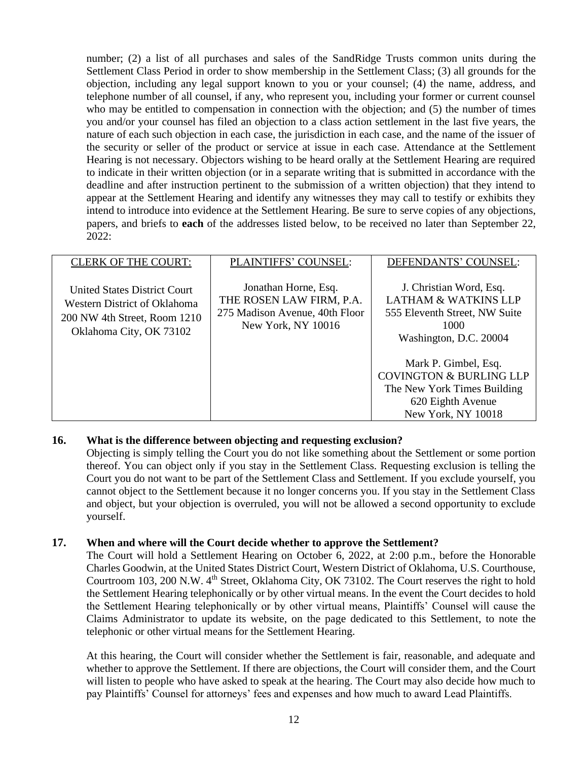number; (2) a list of all purchases and sales of the SandRidge Trusts common units during the Settlement Class Period in order to show membership in the Settlement Class; (3) all grounds for the objection, including any legal support known to you or your counsel; (4) the name, address, and telephone number of all counsel, if any, who represent you, including your former or current counsel who may be entitled to compensation in connection with the objection; and (5) the number of times you and/or your counsel has filed an objection to a class action settlement in the last five years, the nature of each such objection in each case, the jurisdiction in each case, and the name of the issuer of the security or seller of the product or service at issue in each case. Attendance at the Settlement Hearing is not necessary. Objectors wishing to be heard orally at the Settlement Hearing are required to indicate in their written objection (or in a separate writing that is submitted in accordance with the deadline and after instruction pertinent to the submission of a written objection) that they intend to appear at the Settlement Hearing and identify any witnesses they may call to testify or exhibits they intend to introduce into evidence at the Settlement Hearing. Be sure to serve copies of any objections, papers, and briefs to **each** of the addresses listed below, to be received no later than September 22, 2022:

| CLERK OF THE COURT: | PLAINTIFFS' COUNSEL: | DEFENDANTS' COUNSEL: |
|---|---|---|
| United States District Court<br>Western District of Oklahoma<br>200 NW 4th Street, Room 1210<br>Oklahoma City, OK 73102 | Jonathan Horne, Esq.<br>THE ROSEN LAW FIRM, P.A.<br>275 Madison Avenue, 40th Floor<br>New York, NY 10016 | J. Christian Word, Esq.<br>LATHAM & WATKINS LLP<br>555 Eleventh Street, NW Suite 1000<br>Washington, D.C. 20004<br><br>Mark P. Gimbel, Esq.<br>COVINGTON & BURLING LLP<br>The New York Times Building<br>620 Eighth Avenue<br>New York, NY 10018 |

**16. What is the difference between objecting and requesting exclusion?**

Objecting is simply telling the Court you do not like something about the Settlement or some portion thereof. You can object only if you stay in the Settlement Class. Requesting exclusion is telling the Court you do not want to be part of the Settlement Class and Settlement. If you exclude yourself, you cannot object to the Settlement because it no longer concerns you. If you stay in the Settlement Class and object, but your objection is overruled, you will not be allowed a second opportunity to exclude yourself.

**17. When and where will the Court decide whether to approve the Settlement?**

The Court will hold a Settlement Hearing on October 6, 2022, at 2:00 p.m., before the Honorable Charles Goodwin, at the United States District Court, Western District of Oklahoma, U.S. Courthouse, Courtroom 103, 200 N.W. 4th Street, Oklahoma City, OK 73102. The Court reserves the right to hold the Settlement Hearing telephonically or by other virtual means. In the event the Court decides to hold the Settlement Hearing telephonically or by other virtual means, Plaintiffs' Counsel will cause the Claims Administrator to update its website, on the page dedicated to this Settlement, to note the telephonic or other virtual means for the Settlement Hearing.

At this hearing, the Court will consider whether the Settlement is fair, reasonable, and adequate and whether to approve the Settlement. If there are objections, the Court will consider them, and the Court will listen to people who have asked to speak at the hearing. The Court may also decide how much to pay Plaintiffs' Counsel for attorneys' fees and expenses and how much to award Lead Plaintiffs.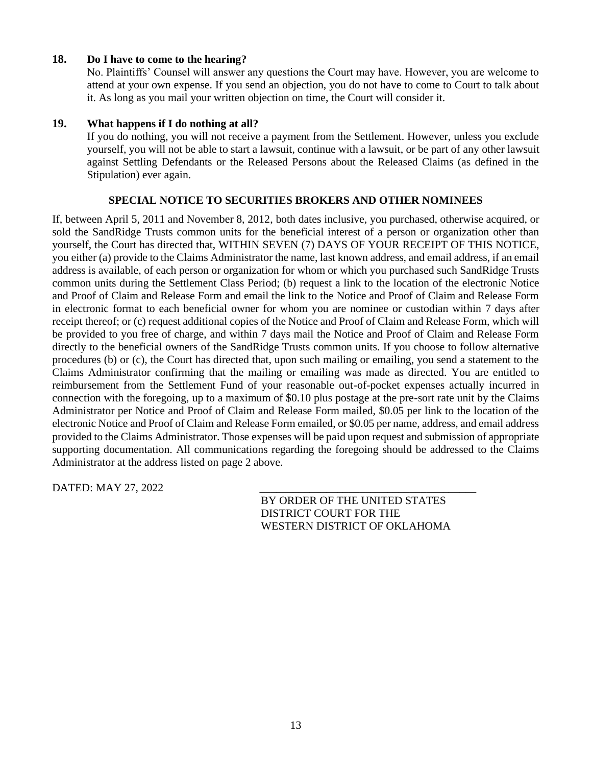### 18. Do I have to come to the hearing?

No. Plaintiffs' Counsel will answer any questions the Court may have. However, you are welcome to attend at your own expense. If you send an objection, you do not have to come to Court to talk about it. As long as you mail your written objection on time, the Court will consider it.

### 19. What happens if I do nothing at all?

If you do nothing, you will not receive a payment from the Settlement. However, unless you exclude yourself, you will not be able to start a lawsuit, continue with a lawsuit, or be part of any other lawsuit against Settling Defendants or the Released Persons about the Released Claims (as defined in the Stipulation) ever again.

## SPECIAL NOTICE TO SECURITIES BROKERS AND OTHER NOMINEES

If, between April 5, 2011 and November 8, 2012, both dates inclusive, you purchased, otherwise acquired, or sold the SandRidge Trusts common units for the beneficial interest of a person or organization other than yourself, the Court has directed that, WITHIN SEVEN (7) DAYS OF YOUR RECEIPT OF THIS NOTICE, you either (a) provide to the Claims Administrator the name, last known address, and email address, if an email address is available, of each person or organization for whom or which you purchased such SandRidge Trusts common units during the Settlement Class Period; (b) request a link to the location of the electronic Notice and Proof of Claim and Release Form and email the link to the Notice and Proof of Claim and Release Form in electronic format to each beneficial owner for whom you are nominee or custodian within 7 days after receipt thereof; or (c) request additional copies of the Notice and Proof of Claim and Release Form, which will be provided to you free of charge, and within 7 days mail the Notice and Proof of Claim and Release Form directly to the beneficial owners of the SandRidge Trusts common units. If you choose to follow alternative procedures (b) or (c), the Court has directed that, upon such mailing or emailing, you send a statement to the Claims Administrator confirming that the mailing or emailing was made as directed. You are entitled to reimbursement from the Settlement Fund of your reasonable out-of-pocket expenses actually incurred in connection with the foregoing, up to a maximum of $0.10 plus postage at the pre-sort rate unit by the Claims Administrator per Notice and Proof of Claim and Release Form mailed, $0.05 per link to the location of the electronic Notice and Proof of Claim and Release Form emailed, or $0.05 per name, address, and email address provided to the Claims Administrator. Those expenses will be paid upon request and submission of appropriate supporting documentation. All communications regarding the foregoing should be addressed to the Claims Administrator at the address listed on page 2 above.

DATED: MAY 27, 2022

_______________________________________

BY ORDER OF THE UNITED STATES
DISTRICT COURT FOR THE
WESTERN DISTRICT OF OKLAHOMA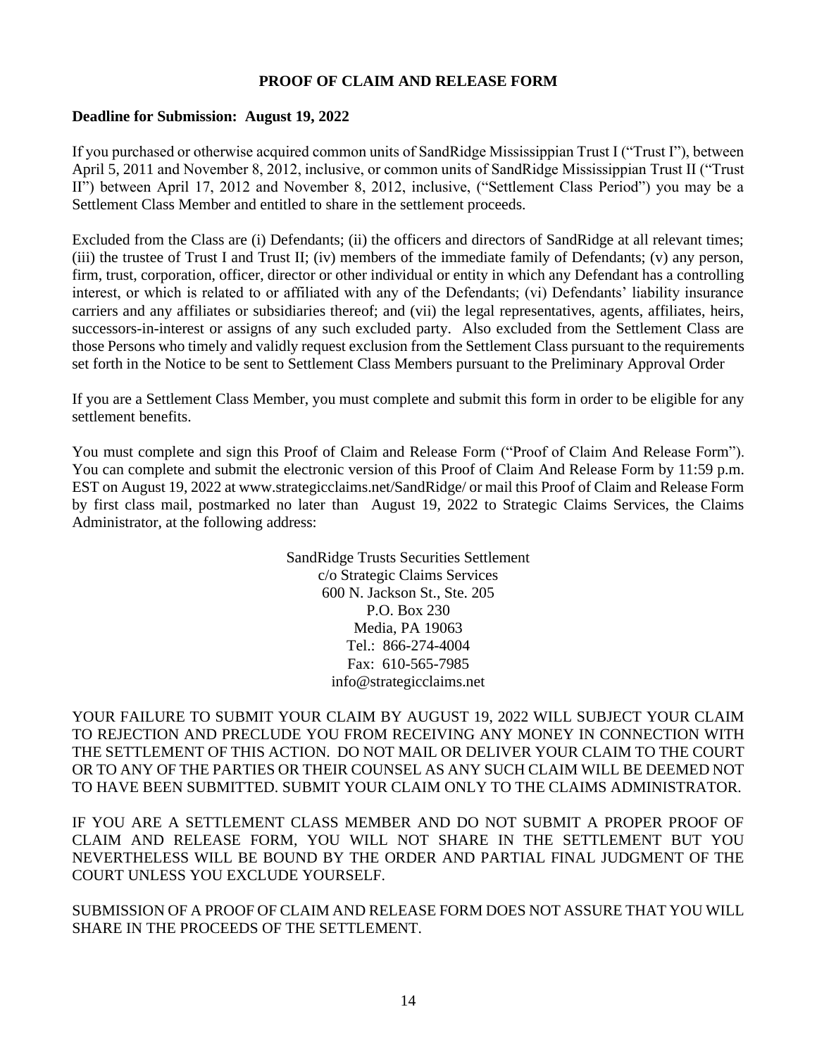# PROOF OF CLAIM AND RELEASE FORM

**Deadline for Submission: August 19, 2022**

If you purchased or otherwise acquired common units of SandRidge Mississippian Trust I ("Trust I"), between April 5, 2011 and November 8, 2012, inclusive, or common units of SandRidge Mississippian Trust II ("Trust II") between April 17, 2012 and November 8, 2012, inclusive, ("Settlement Class Period") you may be a Settlement Class Member and entitled to share in the settlement proceeds.

Excluded from the Class are (i) Defendants; (ii) the officers and directors of SandRidge at all relevant times; (iii) the trustee of Trust I and Trust II; (iv) members of the immediate family of Defendants; (v) any person, firm, trust, corporation, officer, director or other individual or entity in which any Defendant has a controlling interest, or which is related to or affiliated with any of the Defendants; (vi) Defendants' liability insurance carriers and any affiliates or subsidiaries thereof; and (vii) the legal representatives, agents, affiliates, heirs, successors-in-interest or assigns of any such excluded party. Also excluded from the Settlement Class are those Persons who timely and validly request exclusion from the Settlement Class pursuant to the requirements set forth in the Notice to be sent to Settlement Class Members pursuant to the Preliminary Approval Order

If you are a Settlement Class Member, you must complete and submit this form in order to be eligible for any settlement benefits.

You must complete and sign this Proof of Claim and Release Form ("Proof of Claim And Release Form"). You can complete and submit the electronic version of this Proof of Claim And Release Form by 11:59 p.m. EST on August 19, 2022 at www.strategicclaims.net/SandRidge/ or mail this Proof of Claim and Release Form by first class mail, postmarked no later than August 19, 2022 to Strategic Claims Services, the Claims Administrator, at the following address:

SandRidge Trusts Securities Settlement
c/o Strategic Claims Services
600 N. Jackson St., Ste. 205
P.O. Box 230
Media, PA 19063
Tel.: 866-274-4004
Fax: 610-565-7985
info@strategicclaims.net

YOUR FAILURE TO SUBMIT YOUR CLAIM BY AUGUST 19, 2022 WILL SUBJECT YOUR CLAIM TO REJECTION AND PRECLUDE YOU FROM RECEIVING ANY MONEY IN CONNECTION WITH THE SETTLEMENT OF THIS ACTION. DO NOT MAIL OR DELIVER YOUR CLAIM TO THE COURT OR TO ANY OF THE PARTIES OR THEIR COUNSEL AS ANY SUCH CLAIM WILL BE DEEMED NOT TO HAVE BEEN SUBMITTED. SUBMIT YOUR CLAIM ONLY TO THE CLAIMS ADMINISTRATOR.

IF YOU ARE A SETTLEMENT CLASS MEMBER AND DO NOT SUBMIT A PROPER PROOF OF CLAIM AND RELEASE FORM, YOU WILL NOT SHARE IN THE SETTLEMENT BUT YOU NEVERTHELESS WILL BE BOUND BY THE ORDER AND PARTIAL FINAL JUDGMENT OF THE COURT UNLESS YOU EXCLUDE YOURSELF.

SUBMISSION OF A PROOF OF CLAIM AND RELEASE FORM DOES NOT ASSURE THAT YOU WILL SHARE IN THE PROCEEDS OF THE SETTLEMENT.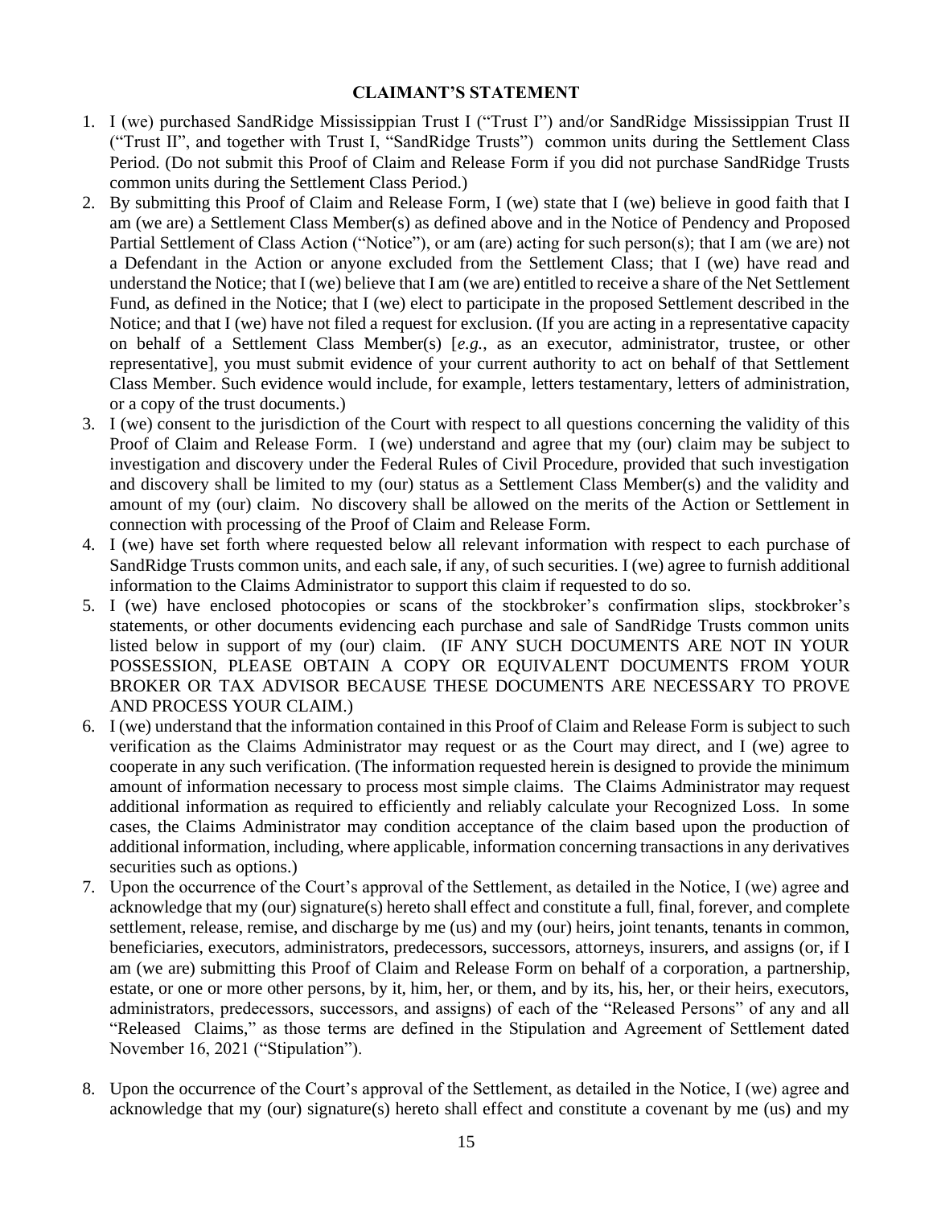## CLAIMANT'S STATEMENT

1. I (we) purchased SandRidge Mississippian Trust I ("Trust I") and/or SandRidge Mississippian Trust II ("Trust II", and together with Trust I, "SandRidge Trusts") common units during the Settlement Class Period. (Do not submit this Proof of Claim and Release Form if you did not purchase SandRidge Trusts common units during the Settlement Class Period.)
2. By submitting this Proof of Claim and Release Form, I (we) state that I (we) believe in good faith that I am (we are) a Settlement Class Member(s) as defined above and in the Notice of Pendency and Proposed Partial Settlement of Class Action ("Notice"), or am (are) acting for such person(s); that I am (we are) not a Defendant in the Action or anyone excluded from the Settlement Class; that I (we) have read and understand the Notice; that I (we) believe that I am (we are) entitled to receive a share of the Net Settlement Fund, as defined in the Notice; that I (we) elect to participate in the proposed Settlement described in the Notice; and that I (we) have not filed a request for exclusion. (If you are acting in a representative capacity on behalf of a Settlement Class Member(s) [*e.g.*, as an executor, administrator, trustee, or other representative], you must submit evidence of your current authority to act on behalf of that Settlement Class Member. Such evidence would include, for example, letters testamentary, letters of administration, or a copy of the trust documents.)
3. I (we) consent to the jurisdiction of the Court with respect to all questions concerning the validity of this Proof of Claim and Release Form. I (we) understand and agree that my (our) claim may be subject to investigation and discovery under the Federal Rules of Civil Procedure, provided that such investigation and discovery shall be limited to my (our) status as a Settlement Class Member(s) and the validity and amount of my (our) claim. No discovery shall be allowed on the merits of the Action or Settlement in connection with processing of the Proof of Claim and Release Form.
4. I (we) have set forth where requested below all relevant information with respect to each purchase of SandRidge Trusts common units, and each sale, if any, of such securities. I (we) agree to furnish additional information to the Claims Administrator to support this claim if requested to do so.
5. I (we) have enclosed photocopies or scans of the stockbroker's confirmation slips, stockbroker's statements, or other documents evidencing each purchase and sale of SandRidge Trusts common units listed below in support of my (our) claim. (IF ANY SUCH DOCUMENTS ARE NOT IN YOUR POSSESSION, PLEASE OBTAIN A COPY OR EQUIVALENT DOCUMENTS FROM YOUR BROKER OR TAX ADVISOR BECAUSE THESE DOCUMENTS ARE NECESSARY TO PROVE AND PROCESS YOUR CLAIM.)
6. I (we) understand that the information contained in this Proof of Claim and Release Form is subject to such verification as the Claims Administrator may request or as the Court may direct, and I (we) agree to cooperate in any such verification. (The information requested herein is designed to provide the minimum amount of information necessary to process most simple claims. The Claims Administrator may request additional information as required to efficiently and reliably calculate your Recognized Loss. In some cases, the Claims Administrator may condition acceptance of the claim based upon the production of additional information, including, where applicable, information concerning transactions in any derivatives securities such as options.)
7. Upon the occurrence of the Court's approval of the Settlement, as detailed in the Notice, I (we) agree and acknowledge that my (our) signature(s) hereto shall effect and constitute a full, final, forever, and complete settlement, release, remise, and discharge by me (us) and my (our) heirs, joint tenants, tenants in common, beneficiaries, executors, administrators, predecessors, successors, attorneys, insurers, and assigns (or, if I am (we are) submitting this Proof of Claim and Release Form on behalf of a corporation, a partnership, estate, or one or more other persons, by it, him, her, or them, and by its, his, her, or their heirs, executors, administrators, predecessors, successors, and assigns) of each of the "Released Persons" of any and all "Released Claims," as those terms are defined in the Stipulation and Agreement of Settlement dated November 16, 2021 ("Stipulation").
8. Upon the occurrence of the Court's approval of the Settlement, as detailed in the Notice, I (we) agree and acknowledge that my (our) signature(s) hereto shall effect and constitute a covenant by me (us) and my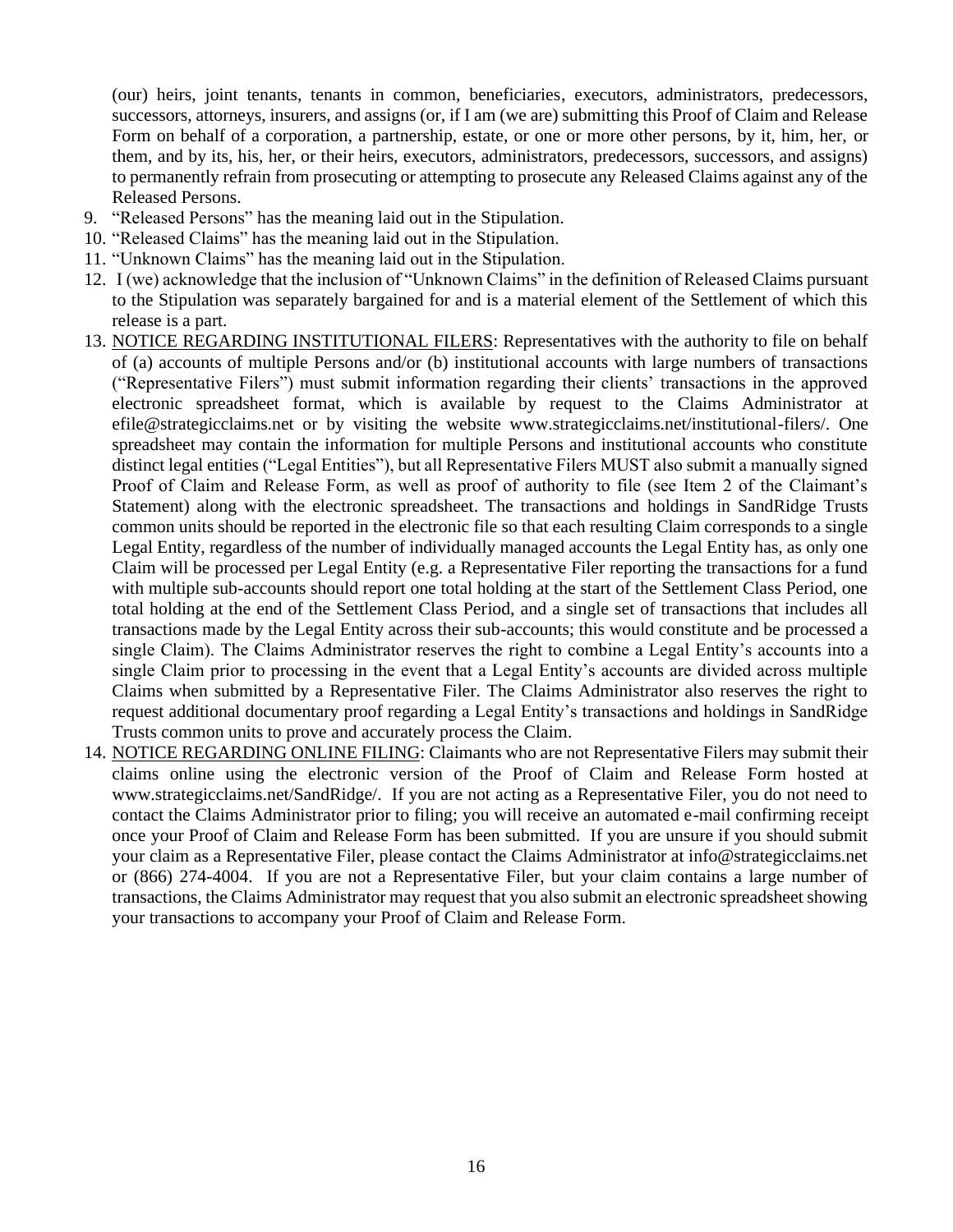(our) heirs, joint tenants, tenants in common, beneficiaries, executors, administrators, predecessors, successors, attorneys, insurers, and assigns (or, if I am (we are) submitting this Proof of Claim and Release Form on behalf of a corporation, a partnership, estate, or one or more other persons, by it, him, her, or them, and by its, his, her, or their heirs, executors, administrators, predecessors, successors, and assigns) to permanently refrain from prosecuting or attempting to prosecute any Released Claims against any of the Released Persons.

9. "Released Persons" has the meaning laid out in the Stipulation.
10. "Released Claims" has the meaning laid out in the Stipulation.
11. "Unknown Claims" has the meaning laid out in the Stipulation.
12. I (we) acknowledge that the inclusion of "Unknown Claims" in the definition of Released Claims pursuant to the Stipulation was separately bargained for and is a material element of the Settlement of which this release is a part.
13. <u>NOTICE REGARDING INSTITUTIONAL FILERS</u>: Representatives with the authority to file on behalf of (a) accounts of multiple Persons and/or (b) institutional accounts with large numbers of transactions ("Representative Filers") must submit information regarding their clients' transactions in the approved electronic spreadsheet format, which is available by request to the Claims Administrator at efile@strategicclaims.net or by visiting the website www.strategicclaims.net/institutional-filers/. One spreadsheet may contain the information for multiple Persons and institutional accounts who constitute distinct legal entities ("Legal Entities"), but all Representative Filers MUST also submit a manually signed Proof of Claim and Release Form, as well as proof of authority to file (see Item 2 of the Claimant's Statement) along with the electronic spreadsheet. The transactions and holdings in SandRidge Trusts common units should be reported in the electronic file so that each resulting Claim corresponds to a single Legal Entity, regardless of the number of individually managed accounts the Legal Entity has, as only one Claim will be processed per Legal Entity (e.g. a Representative Filer reporting the transactions for a fund with multiple sub-accounts should report one total holding at the start of the Settlement Class Period, one total holding at the end of the Settlement Class Period, and a single set of transactions that includes all transactions made by the Legal Entity across their sub-accounts; this would constitute and be processed a single Claim). The Claims Administrator reserves the right to combine a Legal Entity's accounts into a single Claim prior to processing in the event that a Legal Entity's accounts are divided across multiple Claims when submitted by a Representative Filer. The Claims Administrator also reserves the right to request additional documentary proof regarding a Legal Entity's transactions and holdings in SandRidge Trusts common units to prove and accurately process the Claim.
14. <u>NOTICE REGARDING ONLINE FILING</u>: Claimants who are not Representative Filers may submit their claims online using the electronic version of the Proof of Claim and Release Form hosted at www.strategicclaims.net/SandRidge/. If you are not acting as a Representative Filer, you do not need to contact the Claims Administrator prior to filing; you will receive an automated e-mail confirming receipt once your Proof of Claim and Release Form has been submitted. If you are unsure if you should submit your claim as a Representative Filer, please contact the Claims Administrator at info@strategicclaims.net or (866) 274-4004. If you are not a Representative Filer, but your claim contains a large number of transactions, the Claims Administrator may request that you also submit an electronic spreadsheet showing your transactions to accompany your Proof of Claim and Release Form.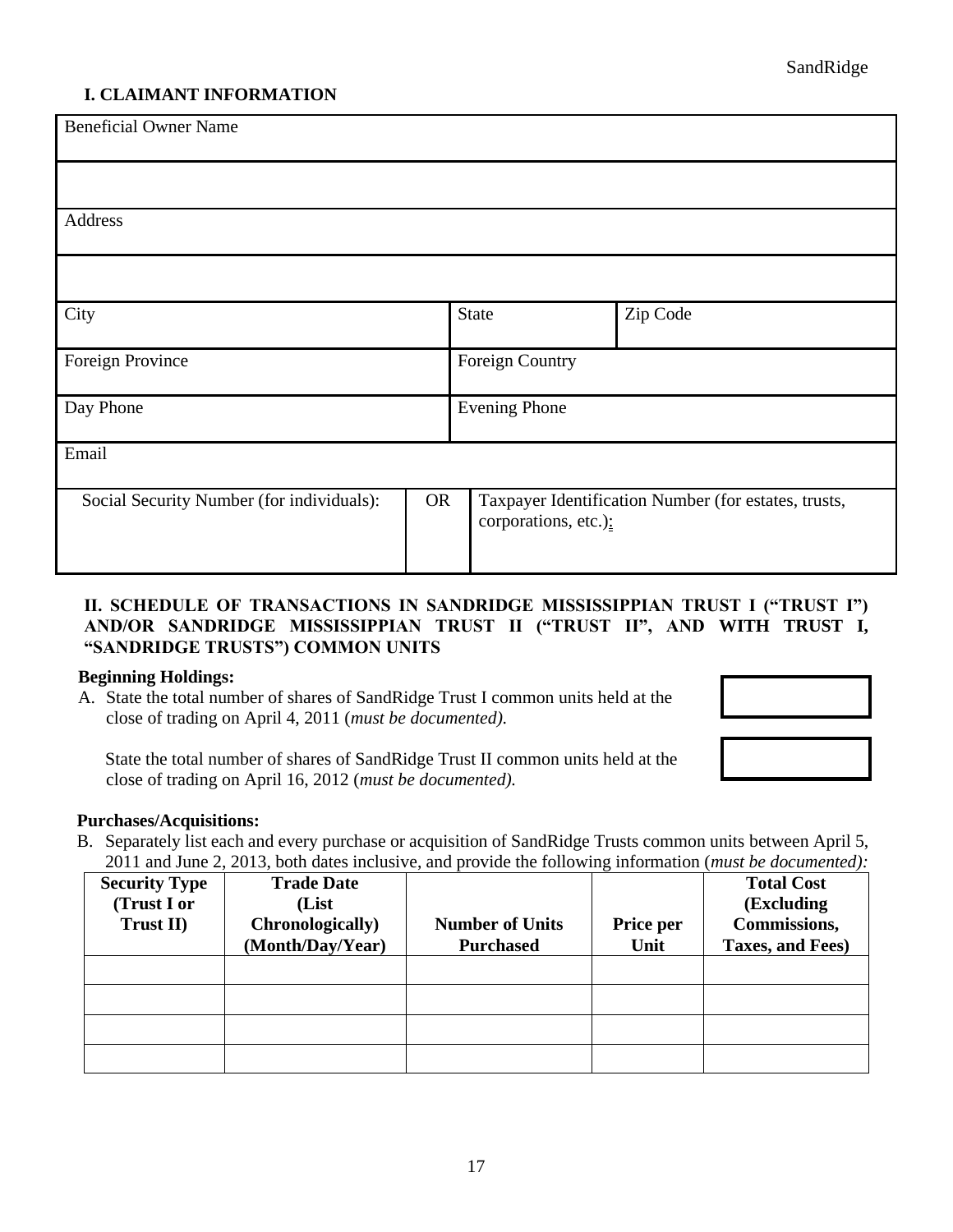## I. CLAIMANT INFORMATION

| Beneficial Owner Name | | | |
|---|---|---|---|
| | | | |
| Address | | | |
| | | | |
| City | | State | Zip Code |
| Foreign Province | | Foreign Country | |
| Day Phone | | Evening Phone | |
| Email | | | |
| Social Security Number (for individuals): | OR | Taxpayer Identification Number (for estates, trusts, corporations, etc.): | |

## II. SCHEDULE OF TRANSACTIONS IN SANDRIDGE MISSISSIPPIAN TRUST I ("TRUST I") AND/OR SANDRIDGE MISSISSIPPIAN TRUST II ("TRUST II", AND WITH TRUST I, "SANDRIDGE TRUSTS") COMMON UNITS

**Beginning Holdings:**

A. State the total number of shares of SandRidge Trust I common units held at the close of trading on April 4, 2011 (*must be documented).* ☐

State the total number of shares of SandRidge Trust II common units held at the close of trading on April 16, 2012 (*must be documented).* ☐

**Purchases/Acquisitions:**

B. Separately list each and every purchase or acquisition of SandRidge Trusts common units between April 5, 2011 and June 2, 2013, both dates inclusive, and provide the following information (*must be documented):*

| Security Type (Trust I or Trust II) | Trade Date (List Chronologically) (Month/Day/Year) | Number of Units Purchased | Price per Unit | Total Cost (Excluding Commissions, Taxes, and Fees) |
|---|---|---|---|---|
| | | | | |
| | | | | |
| | | | | |
| | | | | |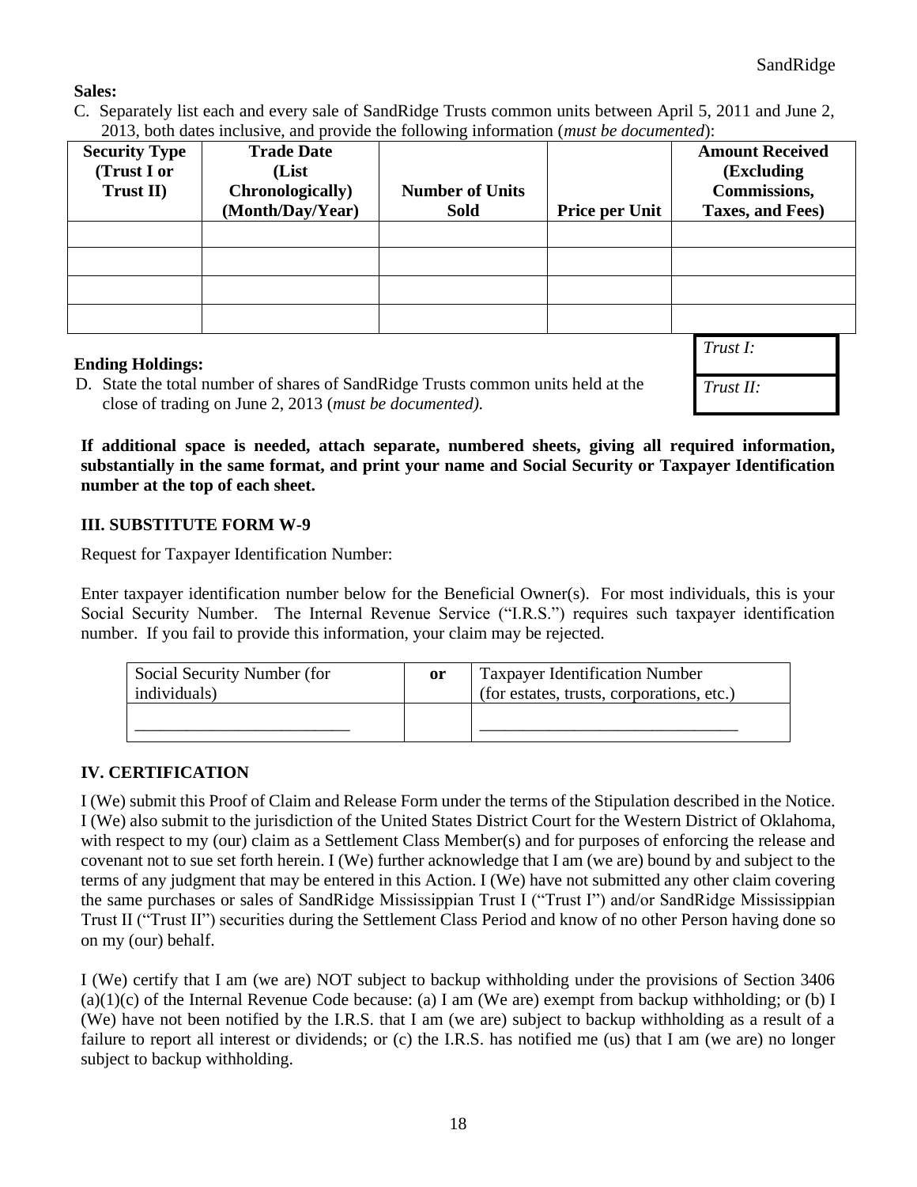**Sales:**

C. Separately list each and every sale of SandRidge Trusts common units between April 5, 2011 and June 2, 2013, both dates inclusive, and provide the following information (*must be documented*):

| Security Type (Trust I or Trust II) | Trade Date (List Chronologically) (Month/Day/Year) | Number of Units Sold | Price per Unit | Amount Received (Excluding Commissions, Taxes, and Fees) |
|---|---|---|---|---|
| | | | | |
| | | | | |
| | | | | |
| | | | | |

**Ending Holdings:**

D. State the total number of shares of SandRidge Trusts common units held at the close of trading on June 2, 2013 (*must be documented).*

| *Trust I:* |
|---|
| *Trust II:* |

**If additional space is needed, attach separate, numbered sheets, giving all required information, substantially in the same format, and print your name and Social Security or Taxpayer Identification number at the top of each sheet.**

## III. SUBSTITUTE FORM W-9

Request for Taxpayer Identification Number:

Enter taxpayer identification number below for the Beneficial Owner(s). For most individuals, this is your Social Security Number. The Internal Revenue Service ("I.R.S.") requires such taxpayer identification number. If you fail to provide this information, your claim may be rejected.

| Social Security Number (for individuals) | **or** | Taxpayer Identification Number (for estates, trusts, corporations, etc.) |
|---|---|---|
| _________________________ | | _______________________________ |

## IV. CERTIFICATION

I (We) submit this Proof of Claim and Release Form under the terms of the Stipulation described in the Notice. I (We) also submit to the jurisdiction of the United States District Court for the Western District of Oklahoma, with respect to my (our) claim as a Settlement Class Member(s) and for purposes of enforcing the release and covenant not to sue set forth herein. I (We) further acknowledge that I am (we are) bound by and subject to the terms of any judgment that may be entered in this Action. I (We) have not submitted any other claim covering the same purchases or sales of SandRidge Mississippian Trust I ("Trust I") and/or SandRidge Mississippian Trust II ("Trust II") securities during the Settlement Class Period and know of no other Person having done so on my (our) behalf.

I (We) certify that I am (we are) NOT subject to backup withholding under the provisions of Section 3406 (a)(1)(c) of the Internal Revenue Code because: (a) I am (We are) exempt from backup withholding; or (b) I (We) have not been notified by the I.R.S. that I am (we are) subject to backup withholding as a result of a failure to report all interest or dividends; or (c) the I.R.S. has notified me (us) that I am (we are) no longer subject to backup withholding.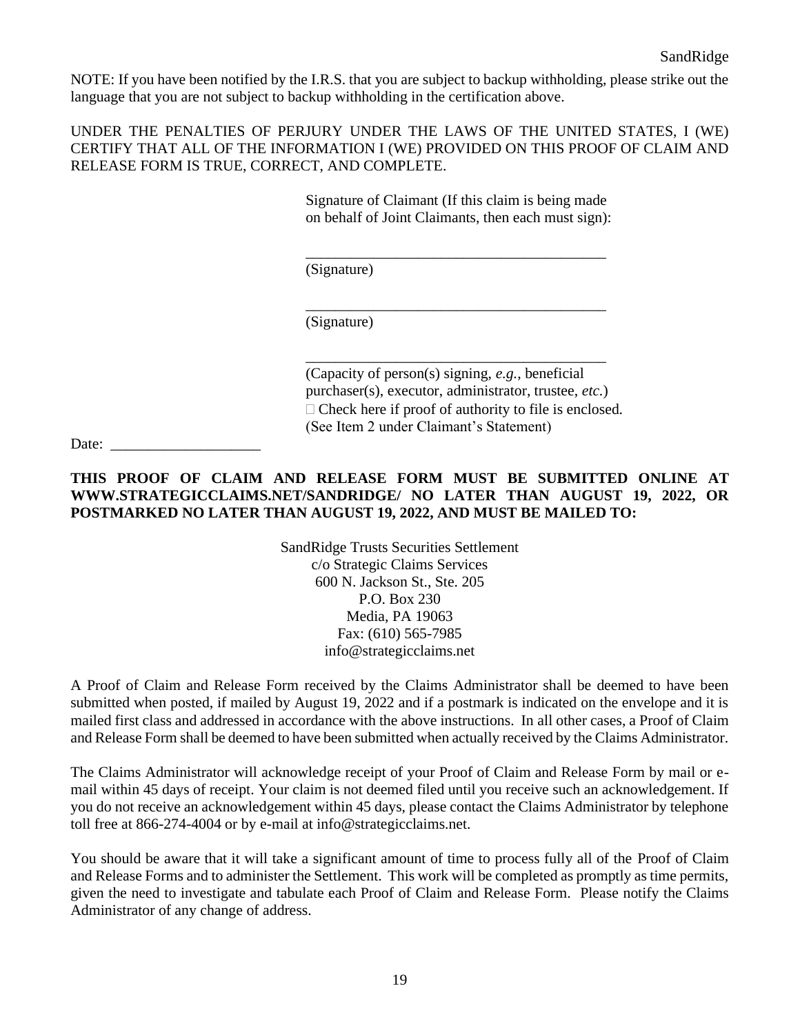NOTE: If you have been notified by the I.R.S. that you are subject to backup withholding, please strike out the language that you are not subject to backup withholding in the certification above.

UNDER THE PENALTIES OF PERJURY UNDER THE LAWS OF THE UNITED STATES, I (WE) CERTIFY THAT ALL OF THE INFORMATION I (WE) PROVIDED ON THIS PROOF OF CLAIM AND RELEASE FORM IS TRUE, CORRECT, AND COMPLETE.

Signature of Claimant (If this claim is being made on behalf of Joint Claimants, then each must sign):

\_\_\_\_\_\_\_\_\_\_\_\_\_\_\_\_\_\_\_\_\_\_\_\_\_\_\_\_\_\_\_\_\_\_\_\_\_\_\_\_
(Signature)

\_\_\_\_\_\_\_\_\_\_\_\_\_\_\_\_\_\_\_\_\_\_\_\_\_\_\_\_\_\_\_\_\_\_\_\_\_\_\_\_
(Signature)

\_\_\_\_\_\_\_\_\_\_\_\_\_\_\_\_\_\_\_\_\_\_\_\_\_\_\_\_\_\_\_\_\_\_\_\_\_\_\_\_
(Capacity of person(s) signing, *e.g.*, beneficial purchaser(s), executor, administrator, trustee, *etc.*)
☐ Check here if proof of authority to file is enclosed. (See Item 2 under Claimant's Statement)

Date: \_\_\_\_\_\_\_\_\_\_\_\_\_\_\_\_\_\_\_\_

**THIS PROOF OF CLAIM AND RELEASE FORM MUST BE SUBMITTED ONLINE AT WWW.STRATEGICCLAIMS.NET/SANDRIDGE/ NO LATER THAN AUGUST 19, 2022, OR POSTMARKED NO LATER THAN AUGUST 19, 2022, AND MUST BE MAILED TO:**

SandRidge Trusts Securities Settlement
c/o Strategic Claims Services
600 N. Jackson St., Ste. 205
P.O. Box 230
Media, PA 19063
Fax: (610) 565-7985
info@strategicclaims.net

A Proof of Claim and Release Form received by the Claims Administrator shall be deemed to have been submitted when posted, if mailed by August 19, 2022 and if a postmark is indicated on the envelope and it is mailed first class and addressed in accordance with the above instructions. In all other cases, a Proof of Claim and Release Form shall be deemed to have been submitted when actually received by the Claims Administrator.

The Claims Administrator will acknowledge receipt of your Proof of Claim and Release Form by mail or e-mail within 45 days of receipt. Your claim is not deemed filed until you receive such an acknowledgement. If you do not receive an acknowledgement within 45 days, please contact the Claims Administrator by telephone toll free at 866-274-4004 or by e-mail at info@strategicclaims.net.

You should be aware that it will take a significant amount of time to process fully all of the Proof of Claim and Release Forms and to administer the Settlement. This work will be completed as promptly as time permits, given the need to investigate and tabulate each Proof of Claim and Release Form. Please notify the Claims Administrator of any change of address.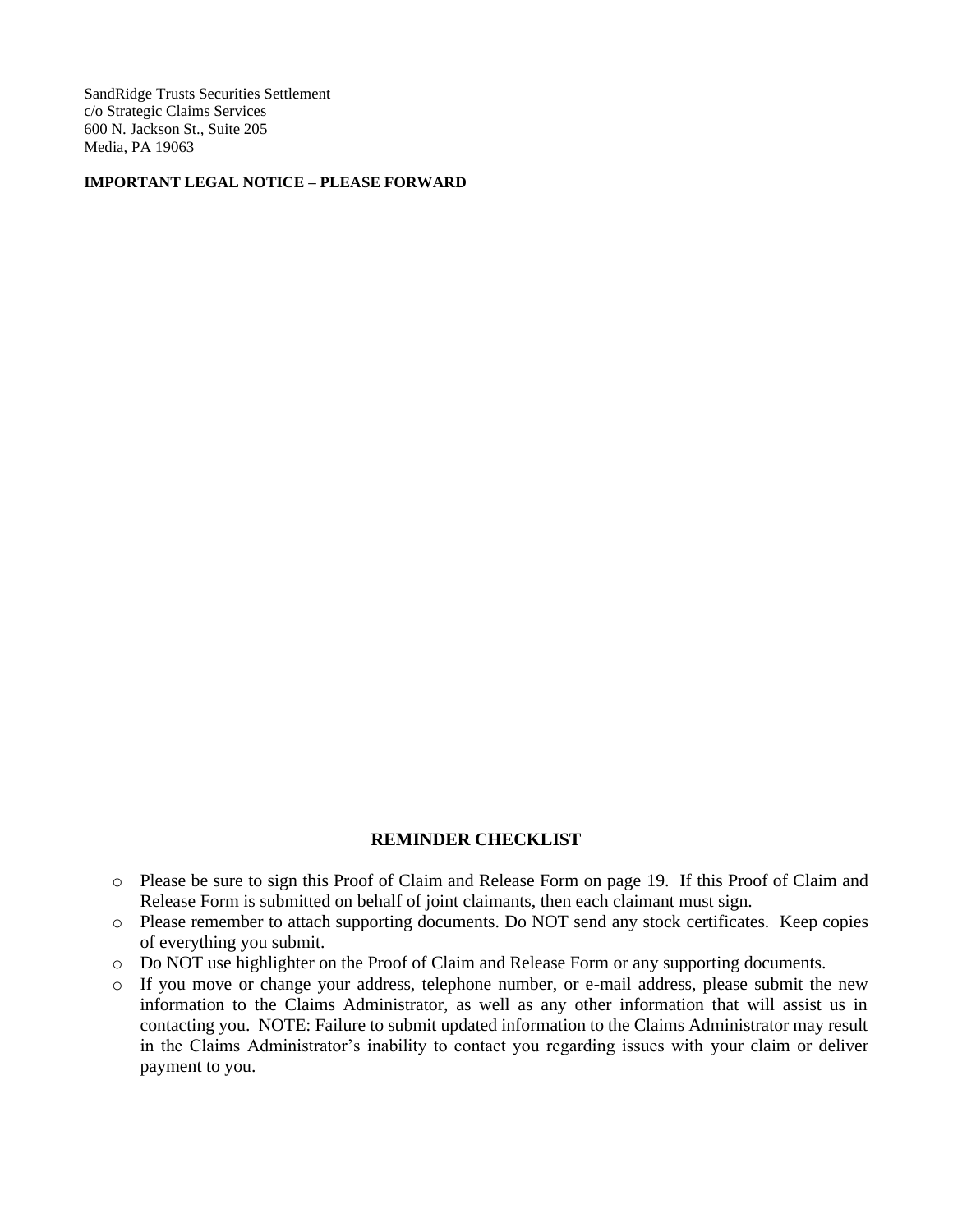SandRidge Trusts Securities Settlement
c/o Strategic Claims Services
600 N. Jackson St., Suite 205
Media, PA 19063

**IMPORTANT LEGAL NOTICE – PLEASE FORWARD**

## REMINDER CHECKLIST

- Please be sure to sign this Proof of Claim and Release Form on page 19. If this Proof of Claim and Release Form is submitted on behalf of joint claimants, then each claimant must sign.
- Please remember to attach supporting documents. Do NOT send any stock certificates. Keep copies of everything you submit.
- Do NOT use highlighter on the Proof of Claim and Release Form or any supporting documents.
- If you move or change your address, telephone number, or e-mail address, please submit the new information to the Claims Administrator, as well as any other information that will assist us in contacting you. NOTE: Failure to submit updated information to the Claims Administrator may result in the Claims Administrator's inability to contact you regarding issues with your claim or deliver payment to you.